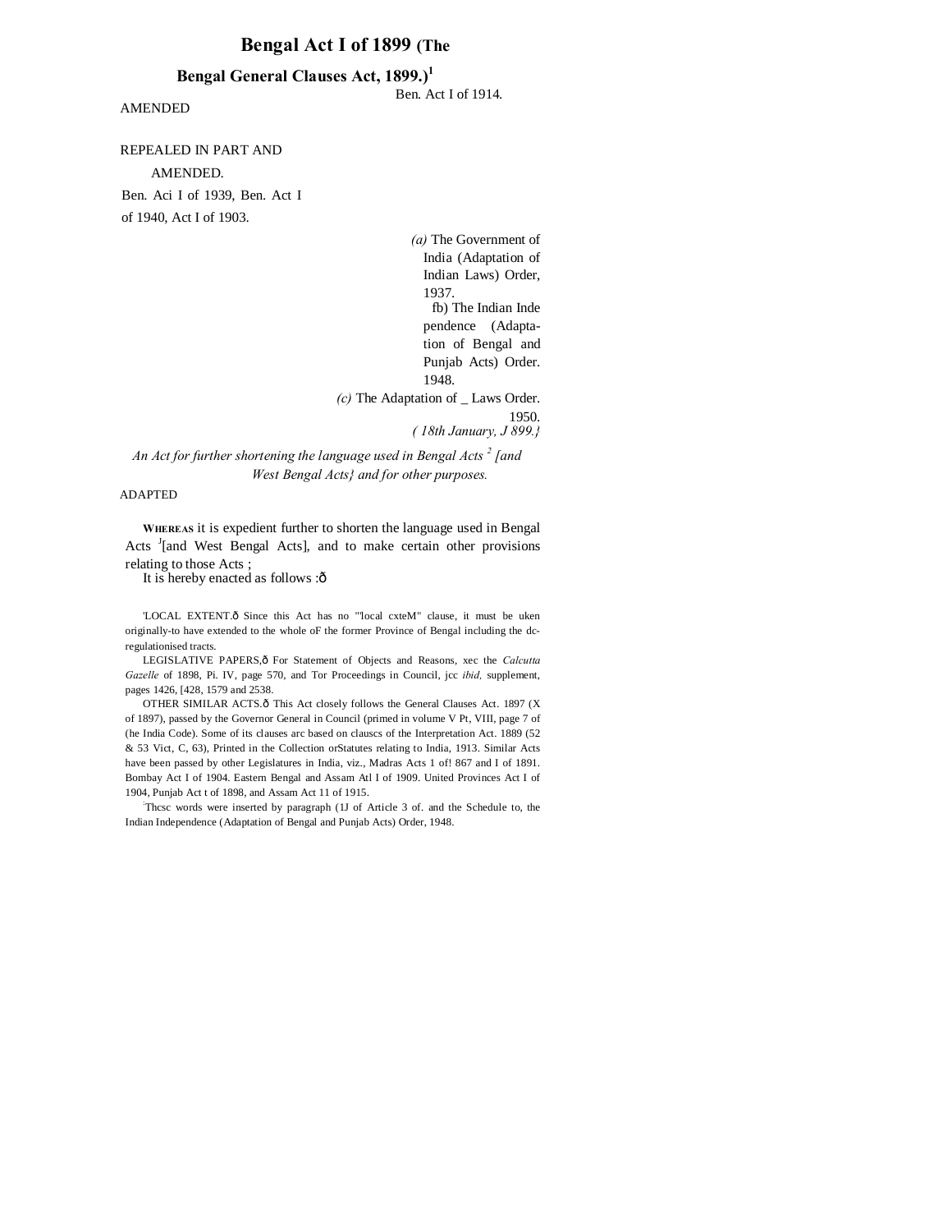# Bengal Act I of 1899 (The Bengal General Clauses Act, 1899.)[1]

AMENDED — Ben. Act I of 1914.

REPEALED IN PART AND AMENDED. — Ben. Aci I of 1939, Ben. Act I of 1940, Act I of 1903.

ADAPTED —

*(a)* The Government of India (Adaptation of Indian Laws) Order, 1937.

fb) The Indian Independence (Adaptation of Bengal and Punjab Acts) Order. 1948.

*(c)* The Adaptation of _ Laws Order. 1950.

*( 18th January, J 899.}*

*An Act for further shortening the language used in Bengal Acts [2] [and West Bengal Acts} and for other purposes.*

**Whereas** it is expedient further to shorten the language used in Bengal Acts [J][and West Bengal Acts], and to make certain other provisions relating to those Acts ;

It is hereby enacted as follows :ð

---

'LOCAL EXTENT.ð Since this Act has no "'local cxteM" clause, it must be uken originally-to have extended to the whole oF the former Province of Bengal including the dc-regulationised tracts.

LEGISLATIVE PAPERS,ð For Statement of Objects and Reasons, xec the *Calcutta Gazelle* of 1898, Pi. IV, page 570, and Tor Proceedings in Council, jcc *ibid,* supplement, pages 1426, [428, 1579 and 2538.

OTHER SIMILAR ACTS.ð This Act closely follows the General Clauses Act. 1897 (X of 1897), passed by the Governor General in Council (primed in volume V Pt, VIII, page 7 of (he India Code). Some of its clauses arc based on clauscs of the Interpretation Act. 1889 (52 & 53 Vict, C, 63), Printed in the Collection orStatutes relating to India, 1913. Similar Acts have been passed by other Legislatures in India, viz., Madras Acts 1 of! 867 and I of 1891. Bombay Act I of 1904. Eastern Bengal and Assam Atl I of 1909. United Provinces Act I of 1904, Punjab Act t of 1898, and Assam Act 11 of 1915.

:Thcsc words were inserted by paragraph (1J of Article 3 of. and the Schedule to, the Indian Independence (Adaptation of Bengal and Punjab Acts) Order, 1948.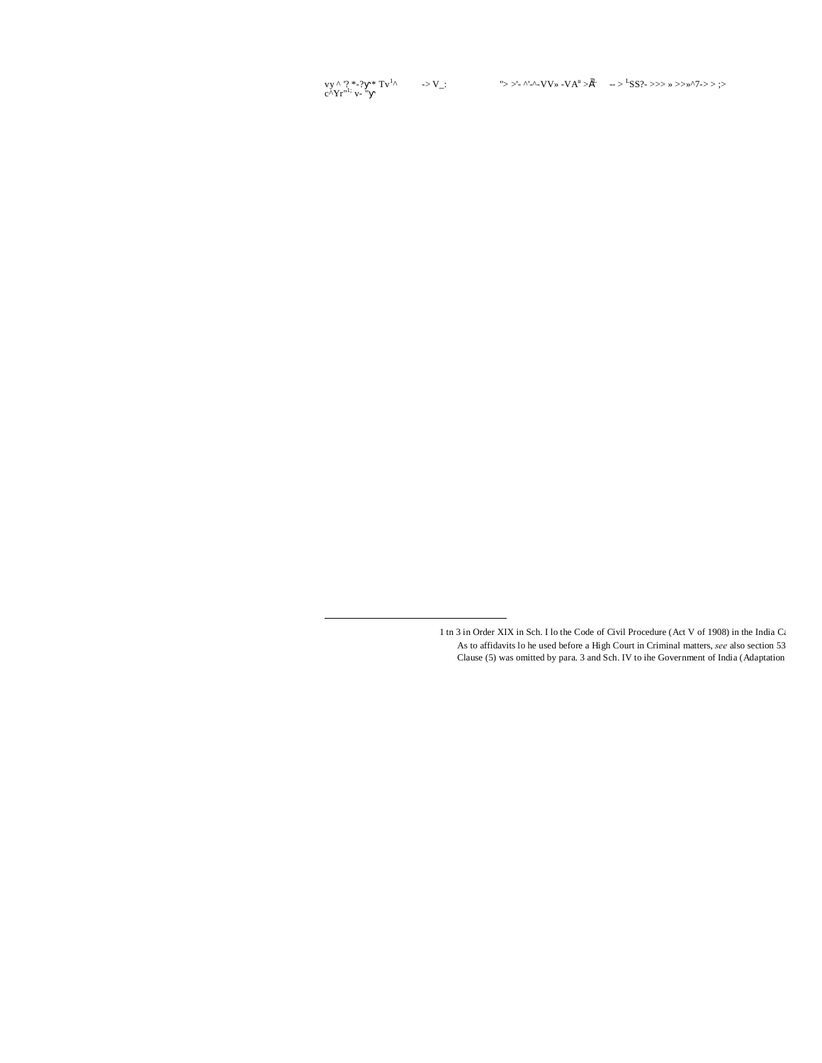1 tn 3 in Order XIX in Sch. I lo the Code of Civil Procedure (Act V of 1908) in the India Ca

As to affidavits lo he used before a High Court in Criminal matters, *see* also section 53

Clause (5) was omitted by para. 3 and Sch. IV to ihe Government of India (Adaptation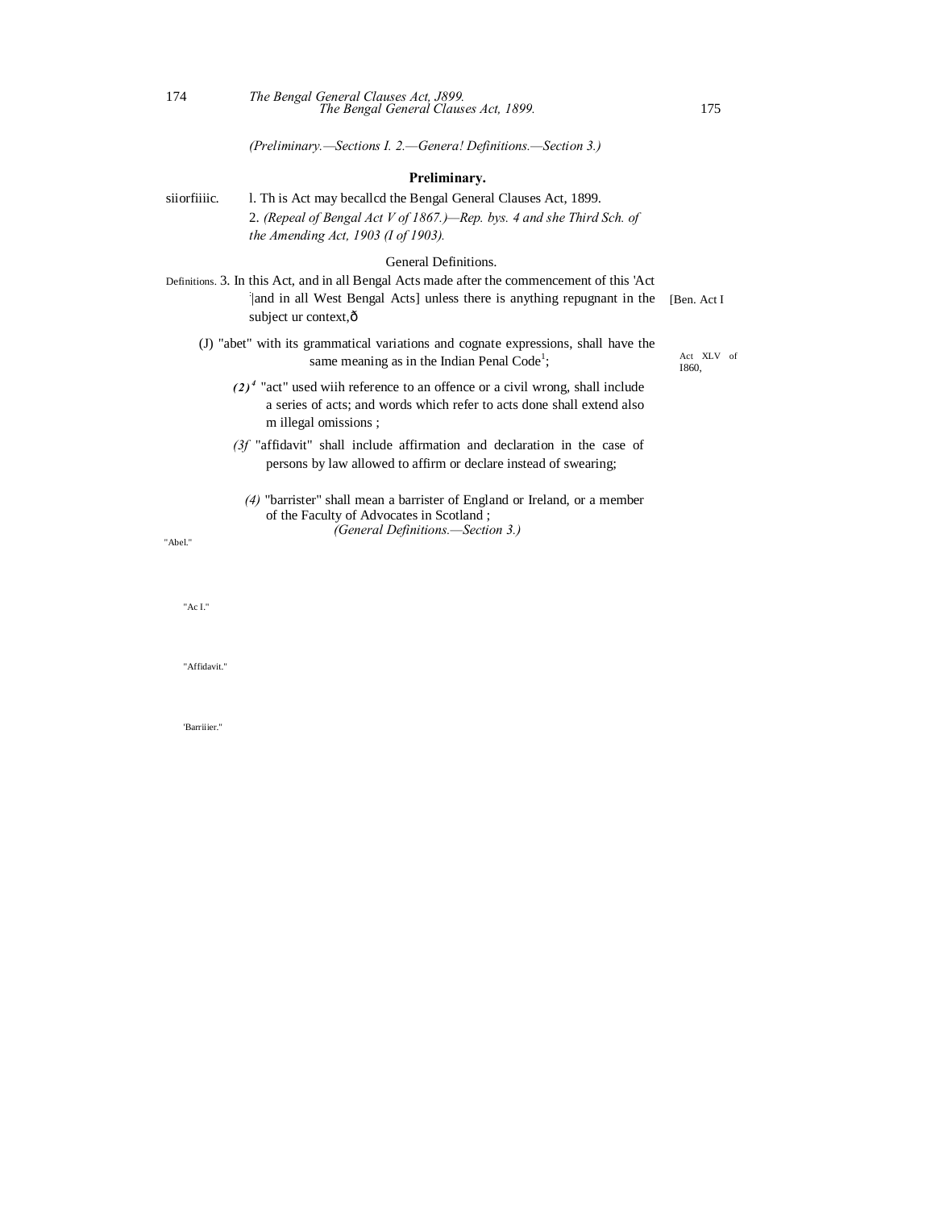(Preliminary.—Sections I. 2.—Genera! Definitions.—Section 3.)

## Preliminary.

siiorfiiiic. l. Th is Act may becallcd the Bengal General Clauses Act, 1899.

2. *(Repeal of Bengal Act V of 1867.)—Rep. bys. 4 and she Third Sch. of the Amending Act, 1903 (I of 1903).*

## General Definitions.

Definitions. 3. In this Act, and in all Bengal Acts made after the commencement of this 'Act |and in all West Bengal Acts] unless there is anything repugnant in the subject ur context,ð [Ben. Act I

(J) "abet" with its grammatical variations and cognate expressions, shall have the same meaning as in the Indian Penal Code[1]; Act XLV of I860,

*(2)*[4] "act" used wiih reference to an offence or a civil wrong, shall include a series of acts; and words which refer to acts done shall extend also m illegal omissions ;

*(3f* "affidavit" shall include affirmation and declaration in the case of persons by law allowed to affirm or declare instead of swearing;

*(4)* "barrister" shall mean a barrister of England or Ireland, or a member of the Faculty of Advocates in Scotland ;

*(General Definitions.—Section 3.)*

"Abel."

"Ac I."

"Affidavit."

'Barriiier."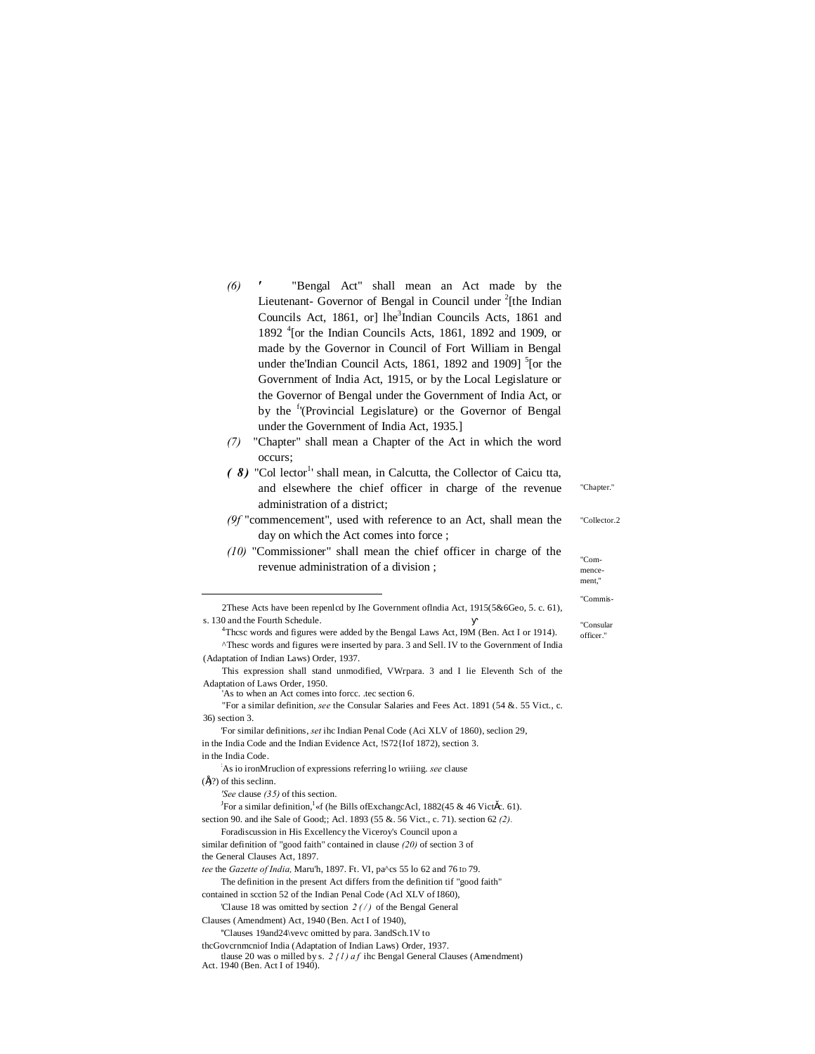(6) ' "Bengal Act" shall mean an Act made by the Lieutenant- Governor of Bengal in Council under [2][the Indian Councils Act, 1861, or] lhe[3]Indian Councils Acts, 1861 and 1892 [4][or the Indian Councils Acts, 1861, 1892 and 1909, or made by the Governor in Council of Fort William in Bengal under the'Indian Council Acts, 1861, 1892 and 1909] [5][or the Government of India Act, 1915, or by the Local Legislature or the Governor of Bengal under the Government of India Act, or by the [f]'(Provincial Legislature) or the Governor of Bengal under the Government of India Act, 1935.]

*(7)* "Chapter" shall mean a Chapter of the Act in which the word occurs;

***( 8)*** "Col lector[1]' shall mean, in Calcutta, the Collector of Caicu tta, and elsewhere the chief officer in charge of the revenue administration of a district;

*(9f* "commencement", used with reference to an Act, shall mean the day on which the Act comes into force ;

*(10)* "Commissioner" shall mean the chief officer in charge of the revenue administration of a division ;

"Chapter."

"Collector.2

"Com-mence-ment,"

"Commis-

"Consular officer."

---

2These Acts have been repenlcd by Ihe Government oflndia Act, 1915(5&6Geo, 5. c. 61), s. 130 and the Fourth Schedule.

[4]Thcsc words and figures were added by the Bengal Laws Act, I9M (Ben. Act I or 1914).

^Thesc words and figures were inserted by para. 3 and Sell. IV to the Government of India (Adaptation of Indian Laws) Order, 1937.

This expression shall stand unmodified, VWrpara. 3 and I lie Eleventh Sch of the Adaptation of Laws Order, 1950.

'As to when an Act comes into forcc. .tec section 6.

"For a similar definition, *see* the Consular Salaries and Fees Act. 1891 (54 &. 55 Vict., c. 36) section 3.

'For similar definitions, *set* ihc Indian Penal Code (Aci XLV of 1860), seclion 29, in the India Code and the Indian Evidence Act, !S72{Iof 1872), section 3. in the India Code.

:As io ironMruclion of expressions referring lo wriiing. *see* clause (Å?) of this seclinn.

*'See* clause *(35)* of this section.

[J]For a similar definition,[1]«f (he Bills ofExchangcAcl, 1882(45 & 46 VictĂc. 61). section 90. and ihe Sale of Good;; Acl. 1893 (55 &. 56 Vict., c. 71). section 62 *(2).*

Foradiscussion in His Excellency the Viceroy's Council upon a similar definition of "good faith" contained in clause *(20)* of section 3 of the General Clauses Act, 1897.

*tee* the *Gazette of India,* Maru'h, 1897. Ft. VI, pa^cs 55 lo 62 and 76 ID 79.

The definition in the present Act differs from the definition tif "good faith" contained in scction 52 of the Indian Penal Code (Acl XLV of I860),

'Clause 18 was omitted by section *2 ( / )* of the Bengal General Clauses (Amendment) Act, 1940 (Ben. Act I of 1940),

"Clauses 19and24\vevc omitted by para. 3andSch.1V to thcGovcrnmcniof India (Adaptation of Indian Laws) Order, 1937.

tlause 20 was o milled by s. *2 { l ) a f* ihc Bengal General Clauses (Amendment) Act. 1940 (Ben. Act I of 1940).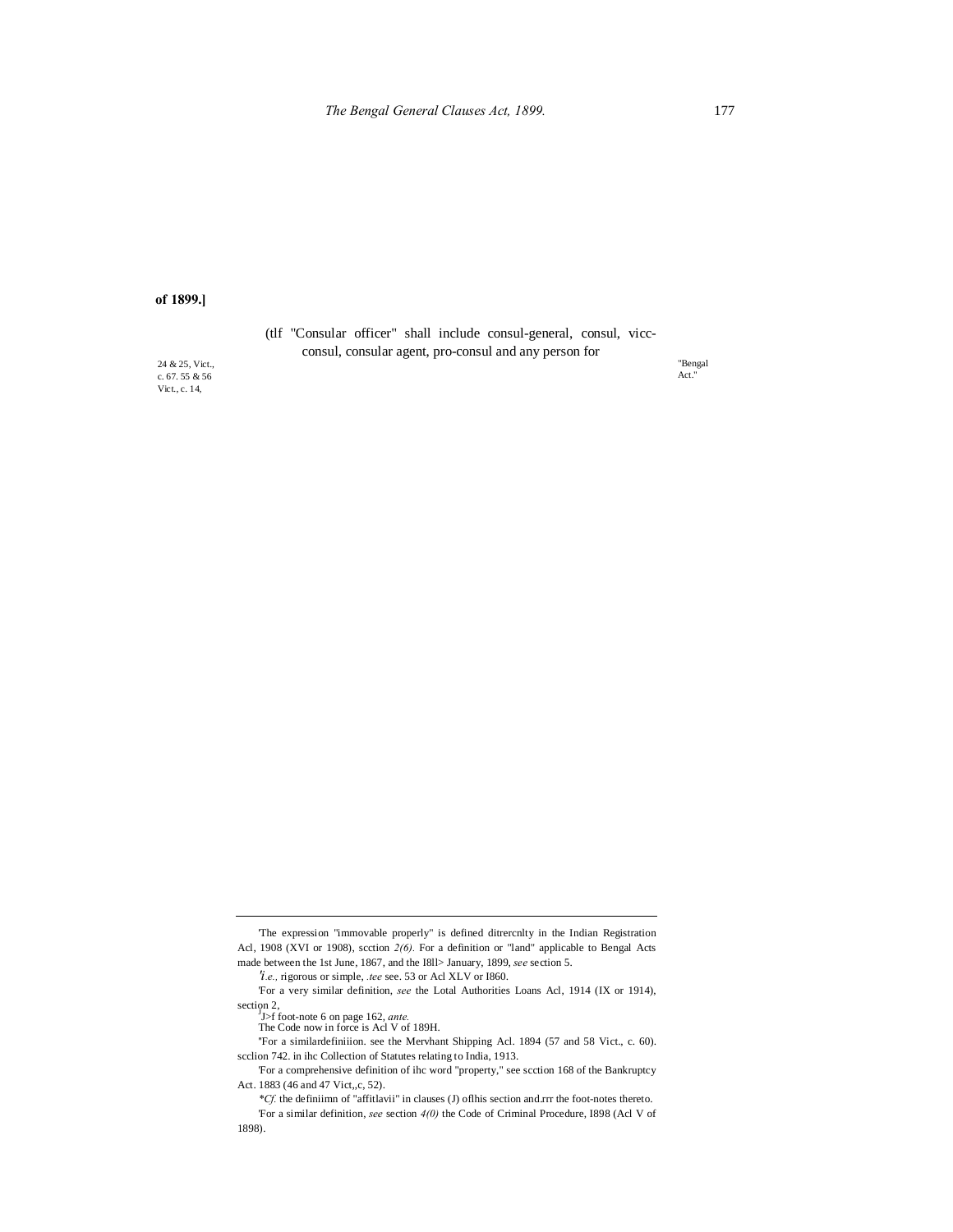**of 1899.]**

(tlf "Consular officer" shall include consul-general, consul, vicc-consul, consular agent, pro-consul and any person for

24 & 25, Vict., c. 67. 55 & 56 Vict., c. 14,

"Bengal Act."

---

'The expression "immovable properly" is defined ditrercnlty in the Indian Registration Acl, 1908 (XVI or 1908), scction *2(6).* For a definition or "land" applicable to Bengal Acts made between the 1st June, 1867, and the I8ll> January, 1899, *see* section 5.

*'I.e.,* rigorous or simple, *.tee* see. 53 or Acl XLV or I860.

'For a very similar definition, *see* the Lotal Authorities Loans Acl, 1914 (IX or 1914), section 2,

[J]J>f foot-note 6 on page 162, *ante.*

The Code now in force is Acl V of 189H.

"For a similardefiniiion. see the Mervhant Shipping Acl. 1894 (57 and 58 Vict., c. 60). scclion 742. in ihc Collection of Statutes relating to India, 1913.

'For a comprehensive definition of ihc word "property," see scction 168 of the Bankruptcy Act. 1883 (46 and 47 Vict,,c, 52).

*\*Cf.* the definiimn of "affitlavii" in clauses (J) oflhis section and.rrr the foot-notes thereto.

'For a similar definition, *see* section *4(0)* the Code of Criminal Procedure, I898 (Acl V of 1898).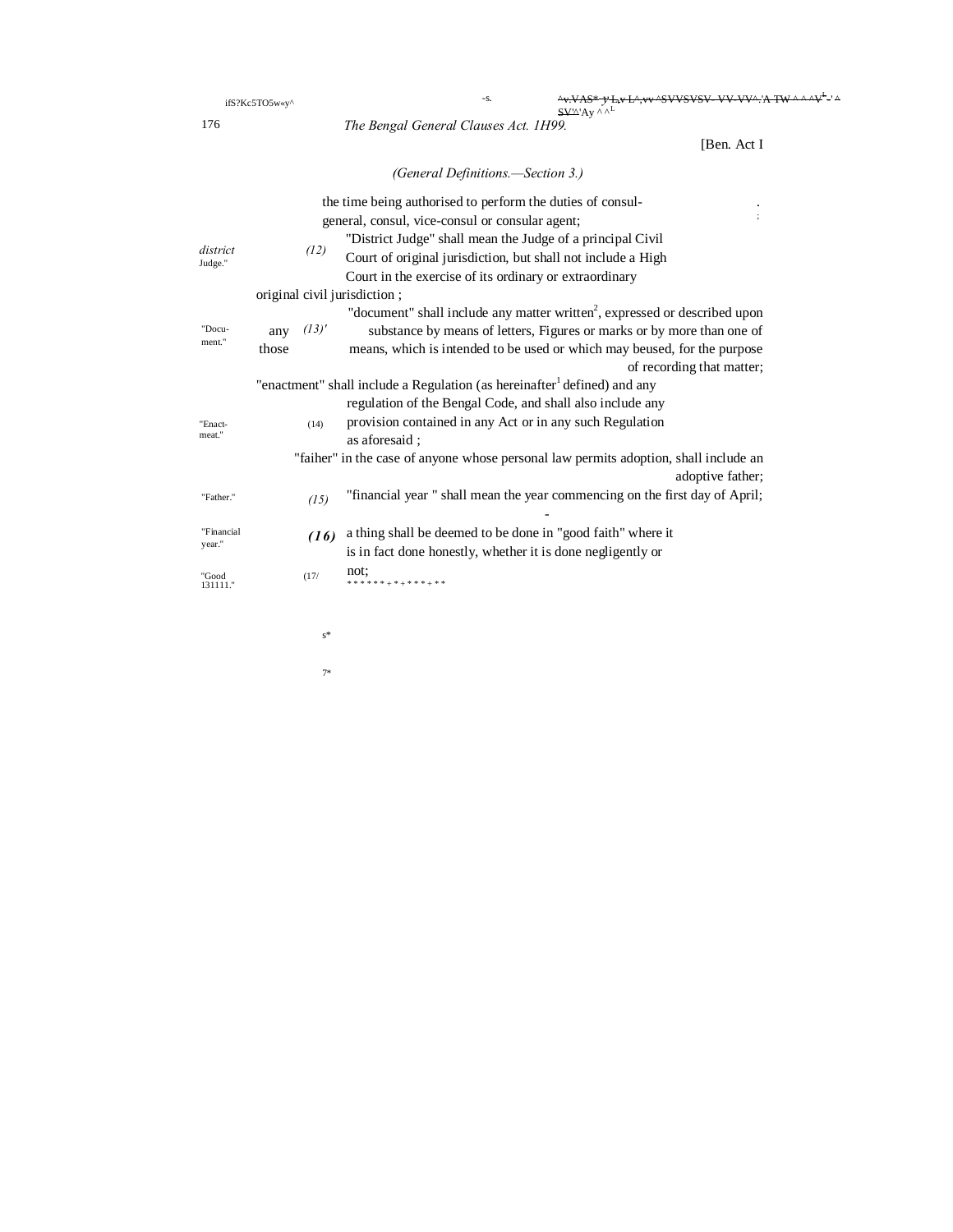[Ben. Act I

*(General Definitions.—Section 3.)*

the time being authorised to perform the duties of consul-general, consul, vice-consul or consular agent;

*District Judge."* (12) "District Judge" shall mean the Judge of a principal Civil Court of original jurisdiction, but shall not include a High Court in the exercise of its ordinary or extraordinary original civil jurisdiction ;

"Document." *(13)* "document" shall include any matter written[2], expressed or described upon any substance by means of letters, Figures or marks or by more than one of those means, which is intended to be used or which may beused, for the purpose of recording that matter;

"Enactment." (14) "enactment" shall include a Regulation (as hereinafter[1] defined) and any regulation of the Bengal Code, and shall also include any provision contained in any Act or in any such Regulation as aforesaid ;

"Father." *(15)* "faiher" in the case of anyone whose personal law permits adoption, shall include an adoptive father;

"Financial year." ***(16)*** "financial year " shall mean the year commencing on the first day of April;

"Good 131111." (17) a thing shall be deemed to be done in "good faith" where it is in fact done honestly, whether it is done negligently or not;

* * * * * * * * * * * * * *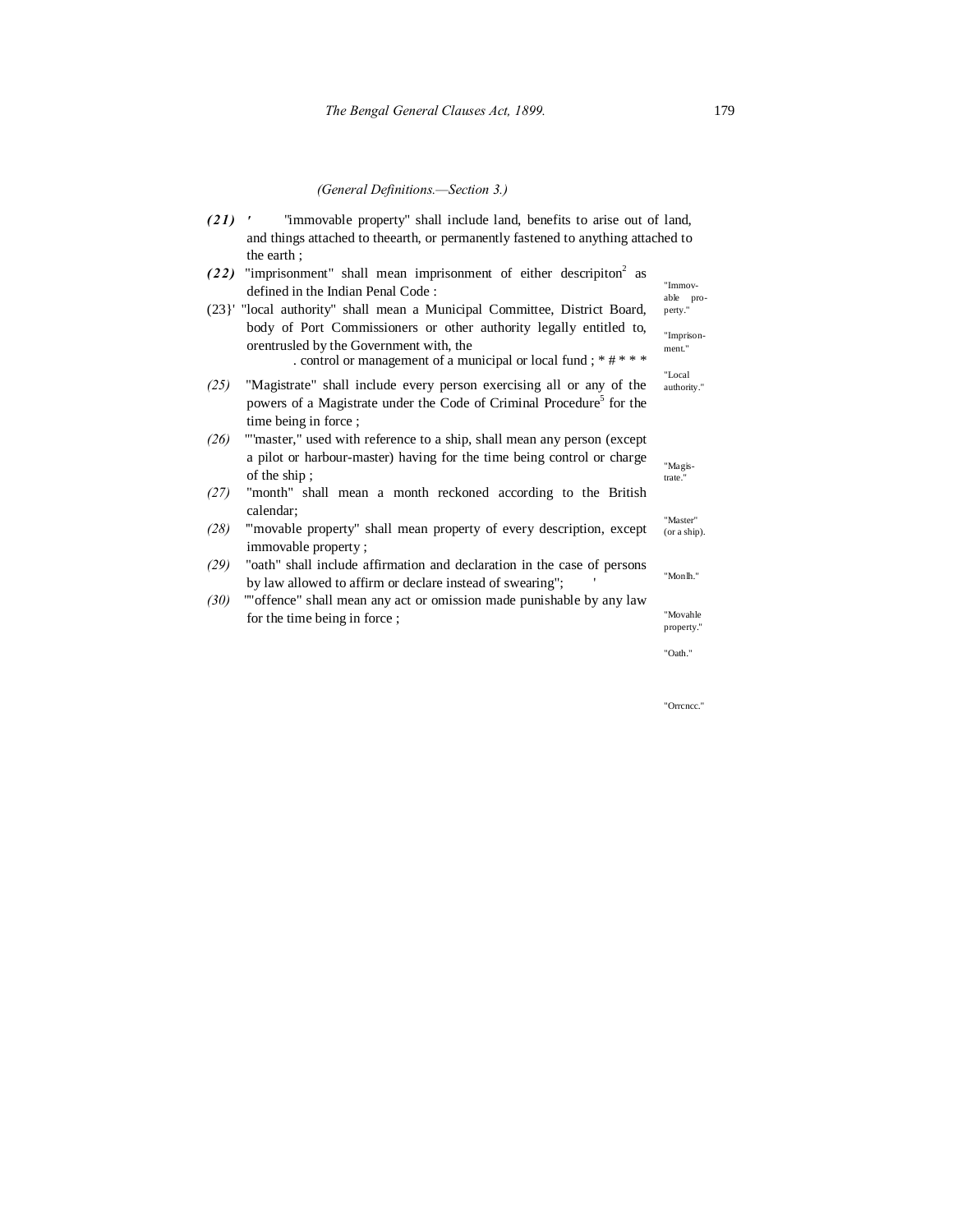(General Definitions.—Section 3.)

(21) ' "immovable property" shall include land, benefits to arise out of land, and things attached to theearth, or permanently fastened to anything attached to the earth ;

"Immovable property."

(22) "imprisonment" shall mean imprisonment of either descripiton[2] as defined in the Indian Penal Code :

"Imprisonment."

(23}' "local authority" shall mean a Municipal Committee, District Board, body of Port Commissioners or other authority legally entitled to, orentrusled by the Government with, the control or management of a municipal or local fund ; * # * * *

"Local authority."

(25) "Magistrate" shall include every person exercising all or any of the powers of a Magistrate under the Code of Criminal Procedure[5] for the time being in force ;

"Magistrate."

(26) ""master," used with reference to a ship, shall mean any person (except a pilot or harbour-master) having for the time being control or charge of the ship ;

"Master" (or a ship).

(27) "month" shall mean a month reckoned according to the British calendar;

"Monlh."

(28) "'movable property" shall mean property of every description, except immovable property ;

"Movahle property."

(29) "oath" shall include affirmation and declaration in the case of persons by law allowed to affirm or declare instead of swearing"; '

"Oath."

(30) ""offence" shall mean any act or omission made punishable by any law for the time being in force ;

"Orrcncc."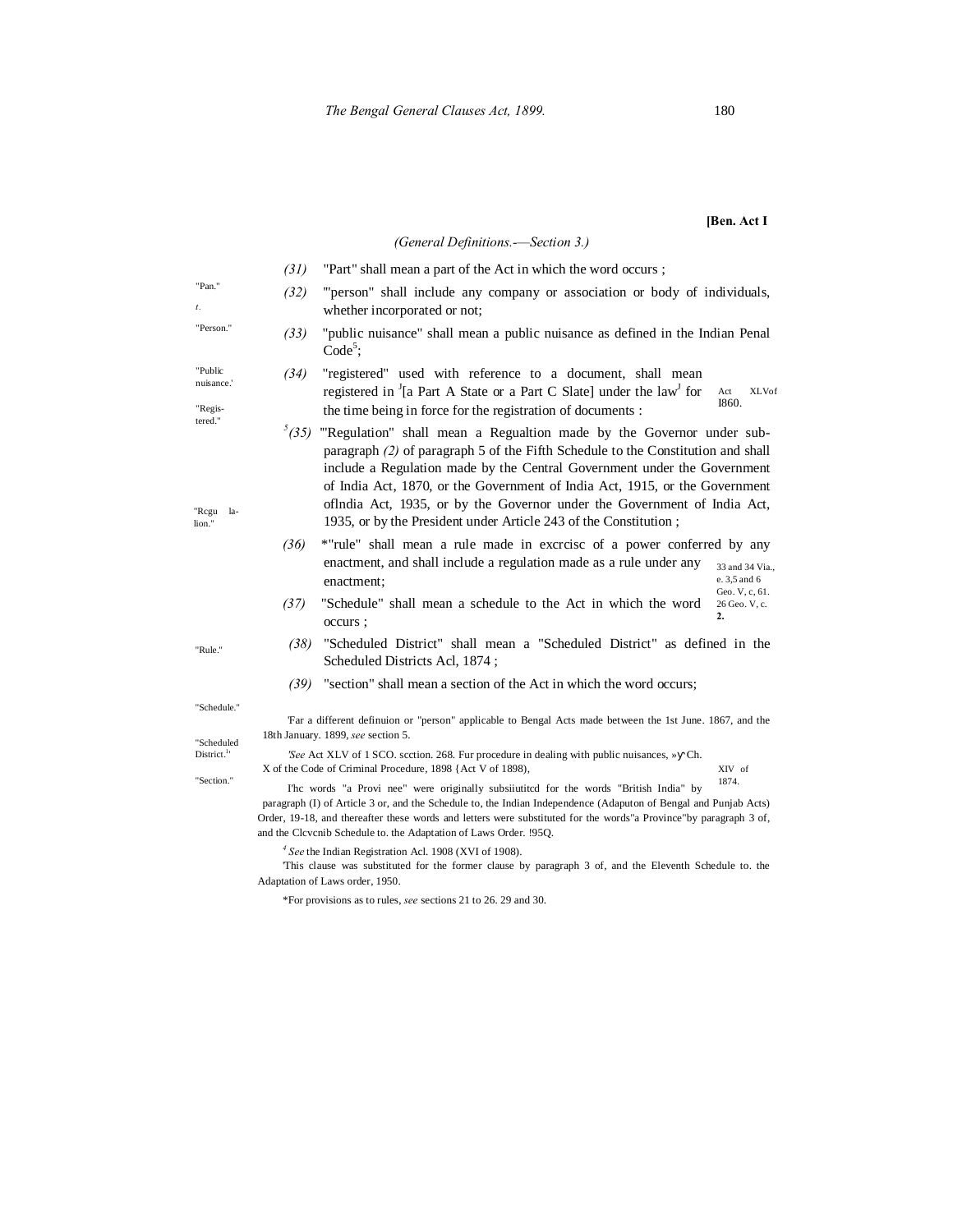**[Ben. Act I**

*(General Definitions.—Section 3.)*

"Part."

*(31)* "Part" shall mean a part of the Act in which the word occurs ;

"Person."

*(32)* [1]"person" shall include any company or association or body of individuals, whether incorporated or not;

"Public nuisance."

*(33)* "public nuisance" shall mean a public nuisance as defined in the Indian Penal Code[2];

Act XLV of 1860.

"Registered."

*(34)* "registered" used with reference to a document, shall mean registered in [3][a Part A State or a Part C Slate] under the law[4] for the time being in force for the registration of documents :

"Regulation."

[5]*(35)* "Regulation" shall mean a Regualtion made by the Governor under sub-paragraph *(2)* of paragraph 5 of the Fifth Schedule to the Constitution and shall include a Regulation made by the Central Government under the Government of India Act, 1870, or the Government of India Act, 1915, or the Government oflndia Act, 1935, or by the Governor under the Government of India Act, 1935, or by the President under Article 243 of the Constitution ;

"Rule."

33 and 34 Via., e. 3,5 and 6 Geo. V, c, 61. 26 Geo. V, c. 2.

*(36)* [6]"rule" shall mean a rule made in excrcisc of a power conferred by any enactment, and shall include a regulation made as a rule under any enactment;

"Schedule."

*(37)* "Schedule" shall mean a schedule to the Act in which the word occurs ;

"Scheduled District."

XIV of 1874.

*(38)* "Scheduled District" shall mean a "Scheduled District" as defined in the Scheduled Districts Acl, 1874 ;

"Section."

*(39)* "section" shall mean a section of the Act in which the word occurs;

---

[1]Far a different definuion or "person" applicable to Bengal Acts made between the 1st June. 1867, and the 18th January. 1899, *see* section 5.

[2]*See* Act XLV of 1 SCO. scction. 268. Fur procedure in dealing with public nuisances, »ү˄ Ch. X of the Code of Criminal Procedure, 1898 {Act V of 1898),

[3]The words "a Provi nee" were originally subsiiutitcd for the words "British India" by paragraph (I) of Article 3 or, and the Schedule to, the Indian Independence (Adaputon of Bengal and Punjab Acts) Order, 19-18, and thereafter these words and letters were substituted for the words"a Province"by paragraph 3 of, and the Clcvcnib Schedule to. the Adaptation of Laws Order. !95Q.

[4] *See* the Indian Registration Acl. 1908 (XVI of 1908).

[5]This clause was substituted for the former clause by paragraph 3 of, and the Eleventh Schedule to. the Adaptation of Laws order, 1950.

[6]For provisions as to rules, *see* sections 21 to 26. 29 and 30.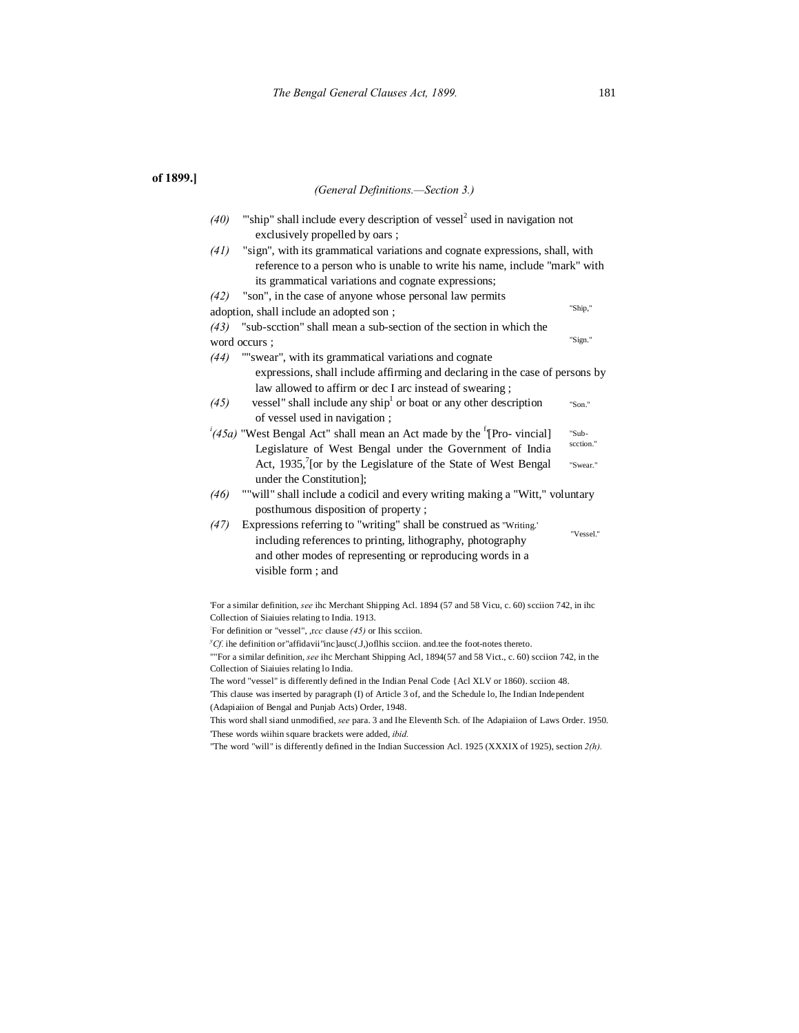of 1899.]

(General Definitions.—Section 3.)

(40) [1]"ship" shall include every description of vessel[2] used in navigation not exclusively propelled by oars ;

"Ship,"

(41) "sign", with its grammatical variations and cognate expressions, shall, with reference to a person who is unable to write his name, include "mark" with its grammatical variations and cognate expressions;

"Sign."

(42) "son", in the case of anyone whose personal law permits adoption, shall include an adopted son ;

"Son."

(43) "sub-scction" shall mean a sub-section of the section in which the word occurs ;

"Sub-scction."

(44) [3]"swear", with its grammatical variations and cognate expressions, shall include affirming and declaring in the case of persons by law allowed to affirm or dec I arc instead of swearing ;

"Swear."

(45) [4]vessel" shall include any ship[1] or boat or any other description of vessel used in navigation ;

"Vessel."

[6](45a) "West Bengal Act" shall mean an Act made by the [f][Pro- vincial] Legislature of West Bengal under the Government of India Act, 1935,[7][or by the Legislature of the State of West Bengal under the Constitution];

(46) [8]"will" shall include a codicil and every writing making a "Witt," voluntary posthumous disposition of property ;

(47) Expressions referring to "writing" shall be construed as including references to printing, lithography, photography and other modes of representing or reproducing words in a visible form ; and

"Writing.'

'For a similar definition, *see* ihc Merchant Shipping Acl. 1894 (57 and 58 Vicu, c. 60) scciion 742, in ihc Collection of Siaiuies relating to India. 1913.

[2]For definition or "vessel", ,*rcc* clause *(45)* or Ihis scciion.

[3]*Cf.* ihe definition or"affidavii"inc]ausc(.J,)oflhis scciion. and.tee the foot-notes thereto.

[4]"For a similar definition, *see* ihc Merchant Shipping Acl, 1894(57 and 58 Vict., c. 60) scciion 742, in the Collection of Siaiuies relating lo India.

The word "vessel" is differently defined in the Indian Penal Code {Acl XLV or 1860). scciion 48.

'This clause was inserted by paragraph (I) of Article 3 of, and the Schedule lo, Ihe Indian Independent (Adapiaiion of Bengal and Punjab Acts) Order, 1948.

This word shall siand unmodified, *see* para. 3 and Ihe Eleventh Sch. of Ihe Adapiaiion of Laws Order. 1950.

'These words wiihin square brackets were added, *ibid.*

"The word "will" is differently defined in the Indian Succession Acl. 1925 (XXXIX of 1925), section *2(h).*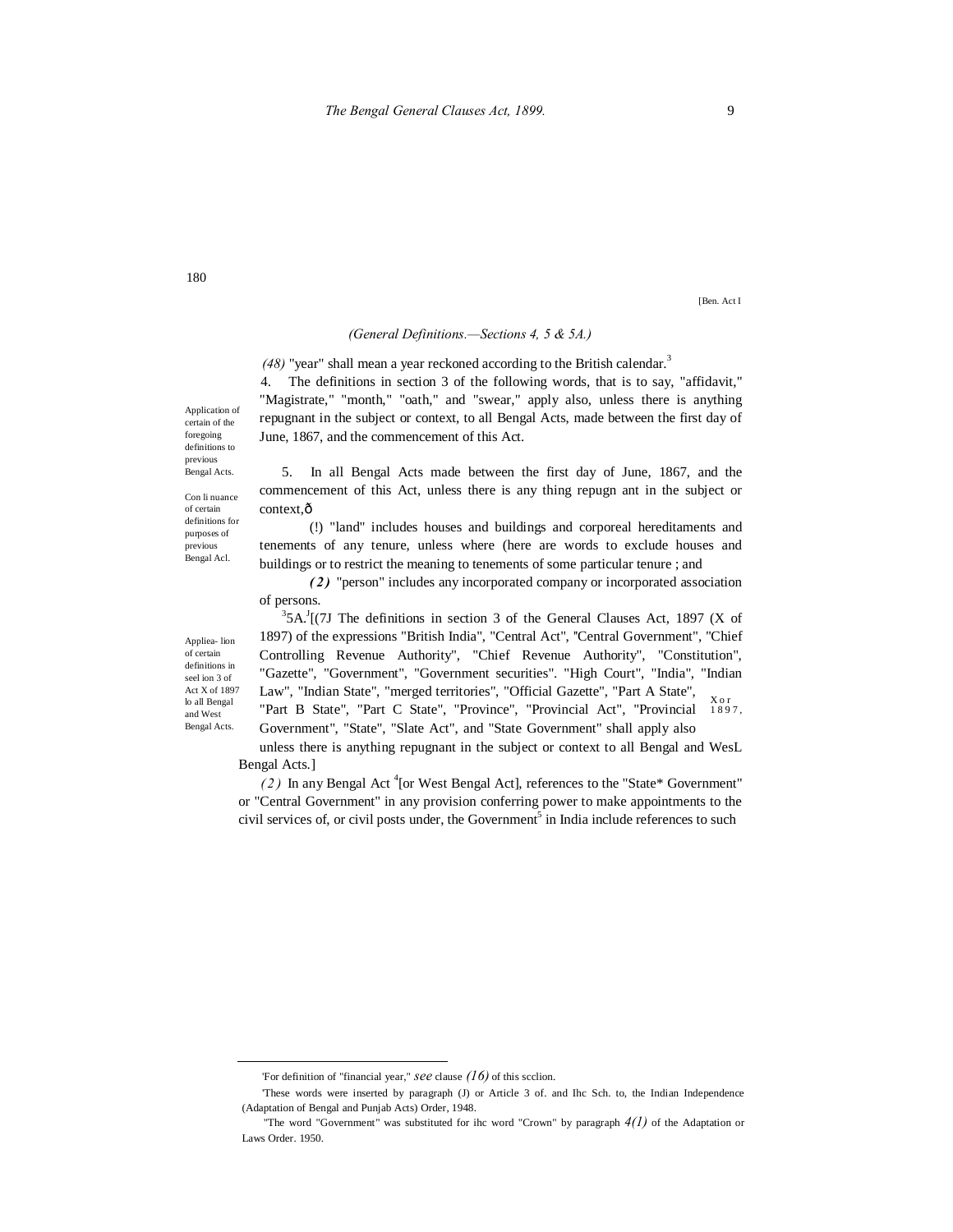(General Definitions.—Sections 4, 5 & 5A.)

*(48)* "year" shall mean a year reckoned according to the British calendar.[3]

Application of certain of the foregoing definitions to previous Bengal Acts.

4. The definitions in section 3 of the following words, that is to say, "affidavit," "Magistrate," "month," "oath," and "swear," apply also, unless there is anything repugnant in the subject or context, to all Bengal Acts, made between the first day of June, 1867, and the commencement of this Act.

Con li nuance of certain definitions for purposes of previous Bengal Acl.

5. In all Bengal Acts made between the first day of June, 1867, and the commencement of this Act, unless there is any thing repugn ant in the subject or context,ð

(!) "land" includes houses and buildings and corporeal hereditaments and tenements of any tenure, unless where (here are words to exclude houses and buildings or to restrict the meaning to tenements of some particular tenure ; and

***(2)*** "person" includes any incorporated company or incorporated association of persons.

Appliea- lion of certain definitions in seel ion 3 of Act X of 1897 lo all Bengal and West Bengal Acts.

[3]5A.[J][(7J The definitions in section 3 of the General Clauses Act, 1897 (X of 1897) of the expressions "British India", "Central Act", "Central Government", "Chief Controlling Revenue Authority", "Chief Revenue Authority", "Constitution", "Gazette", "Government", "Government securities". "High Court", "India", "Indian Law", "Indian State", "merged territories", "Official Gazette", "Part A State", "Part B State", "Part C State", "Province", "Provincial Act", "Provincial Government", "State", "Slate Act", and "State Government" shall apply also unless there is anything repugnant in the subject or context to all Bengal and WesL Bengal Acts.]

X o r 1 8 9 7 ,

*(2)* In any Bengal Act [4][or West Bengal Act], references to the "State* Government" or "Central Government" in any provision conferring power to make appointments to the civil services of, or civil posts under, the Government[5] in India include references to such

---

'For definition of "financial year," *see* clause *(16)* of this scclion.

'These words were inserted by paragraph (J) or Article 3 of. and Ihc Sch. to, the Indian Independence (Adaptation of Bengal and Punjab Acts) Order, 1948.

"The word "Government" was substituted for ihc word "Crown" by paragraph *4(1)* of the Adaptation or Laws Order. 1950.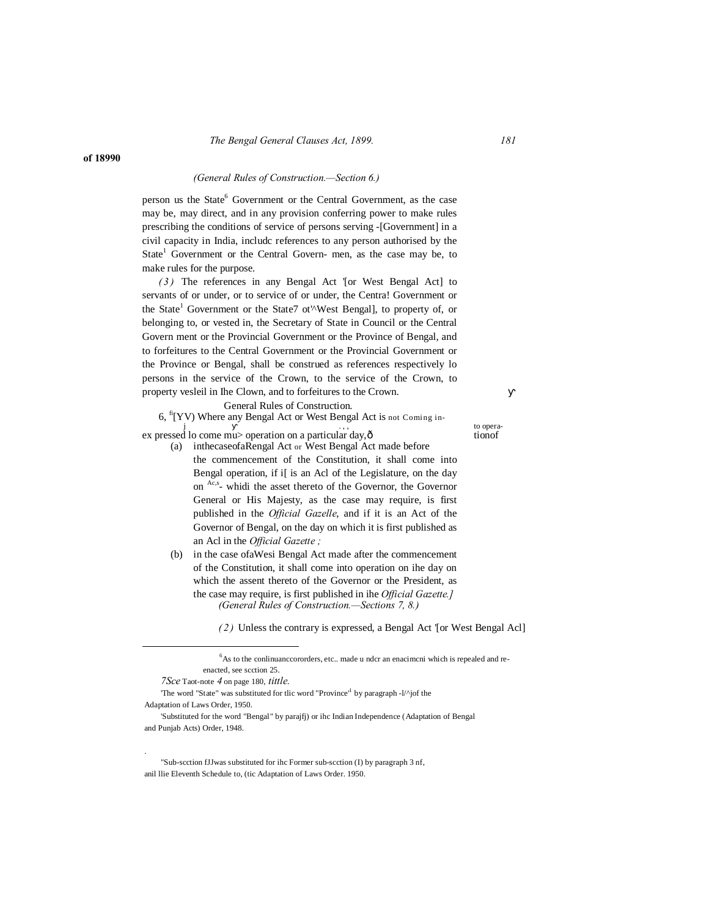**of 18990**

*(General Rules of Construction.—Section 6.)*

person us the State[6] Government or the Central Government, as the case may be, may direct, and in any provision conferring power to make rules prescribing the conditions of service of persons serving -[Government] in a civil capacity in India, includc references to any person authorised by the State[1] Government or the Central Govern- men, as the case may be, to make rules for the purpose.

*(3)* The references in any Bengal Act '[or West Bengal Act] to servants of or under, or to service of or under, the Centra! Government or the State[1] Government or the State7 ot'^West Bengal], to property of, or belonging to, or vested in, the Secretary of State in Council or the Central Govern ment or the Provincial Government or the Province of Bengal, and to forfeitures to the Central Government or the Provincial Government or the Province or Bengal, shall be construed as references respectively lo persons in the service of the Crown, to the service of the Crown, to property vesleil in Ihe Clown, and to forfeitures to the Crown.

General Rules of Construction.

6, [fi][YV) Where any Bengal Act or West Bengal Act is not Coming in- to opera- tionof ex pressed lo come mu> operation on a particular day,

(a) inthecaseofaRengal Act or West Bengal Act made before the commencement of the Constitution, it shall come into Bengal operation, if i[ is an Acl of the Legislature, on the day on Ac,s- whidi the asset thereto of the Governor, the Governor General or His Majesty, as the case may require, is first published in the *Official Gazelle*, and if it is an Act of the Governor of Bengal, on the day on which it is first published as an Acl in the *Official Gazette ;*

(b) in the case ofaWesi Bengal Act made after the commencement of the Constitution, it shall come into operation on ihe day on which the assent thereto of the Governor or the President, as the case may require, is first published in ihe *Official Gazette.]*

*(General Rules of Construction.—Sections 7, 8.)*

*(2)* Unless the contrary is expressed, a Bengal Act '[or West Bengal Acl]

---

[6]As to the conlinuanccororders, etc.. made u ndcr an enacimcni which is repealed and re-enacted, see scction 25.

*7Sce* Taot-note *4* on page 180, *tittle.*

'The word "State" was substituted for tlic word "Province"[1] by paragraph -l/^jof the Adaptation of Laws Order, 1950.

'Substituted for the word "Bengal" by parajfj) or ihc Indian Independence (Adaptation of Bengal and Punjab Acts) Order, 1948.

"Sub-scction fJJwas substituted for ihc Former sub-scction (I) by paragraph 3 nf, anil llie Eleventh Schedule to, (tic Adaptation of Laws Order. 1950.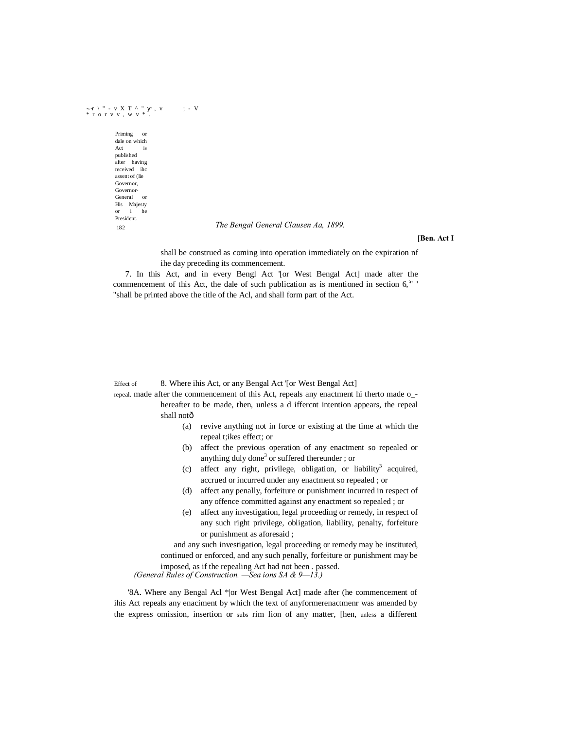shall be construed as coming into operation immediately on the expiration nf ihe day preceding its commencement.

Priming or dale on which Act is published after having received ihc assent of (lie Governor, Governor-General or His Majesty or i he President.

7. In this Act, and in every Bengl Act '[or West Bengal Act] made after the commencement of this Act, the dale of such publication as is mentioned in section 6," ' "shall be printed above the title of the Acl, and shall form part of the Act.

Effect of repeal.

8. Where ihis Act, or any Bengal Act '[or West Bengal Act] made after the commencement of this Act, repeals any enactment hi therto made o_-hereafter to be made, then, unless a d iffercnt intention appears, the repeal shall notð

(a) revive anything not in force or existing at the time at which the repeal t;ikes effect; or

(b) affect the previous operation of any enactment so repealed or anything duly done[3] or suffered thereunder ; or

(c) affect any right, privilege, obligation, or liability[3] acquired, accrued or incurred under any enactment so repealed ; or

(d) affect any penally, forfeiture or punishment incurred in respect of any offence committed against any enactment so repealed ; or

(e) affect any investigation, legal proceeding or remedy, in respect of any such right privilege, obligation, liability, penalty, forfeiture or punishment as aforesaid ;

and any such investigation, legal proceeding or remedy may be instituted, continued or enforced, and any such penally, forfeiture or punishment may be imposed, as if the repealing Act had not been . passed.

*(General Rules of Construction. —Sea ions SA & 9—13.)*

'8A. Where any Bengal Acl *|or West Bengal Act] made after (he commencement of ihis Act repeals any enaciment by which the text of anyformerenactmenr was amended by the express omission, insertion or subs rim lion of any matter, [hen, unless a different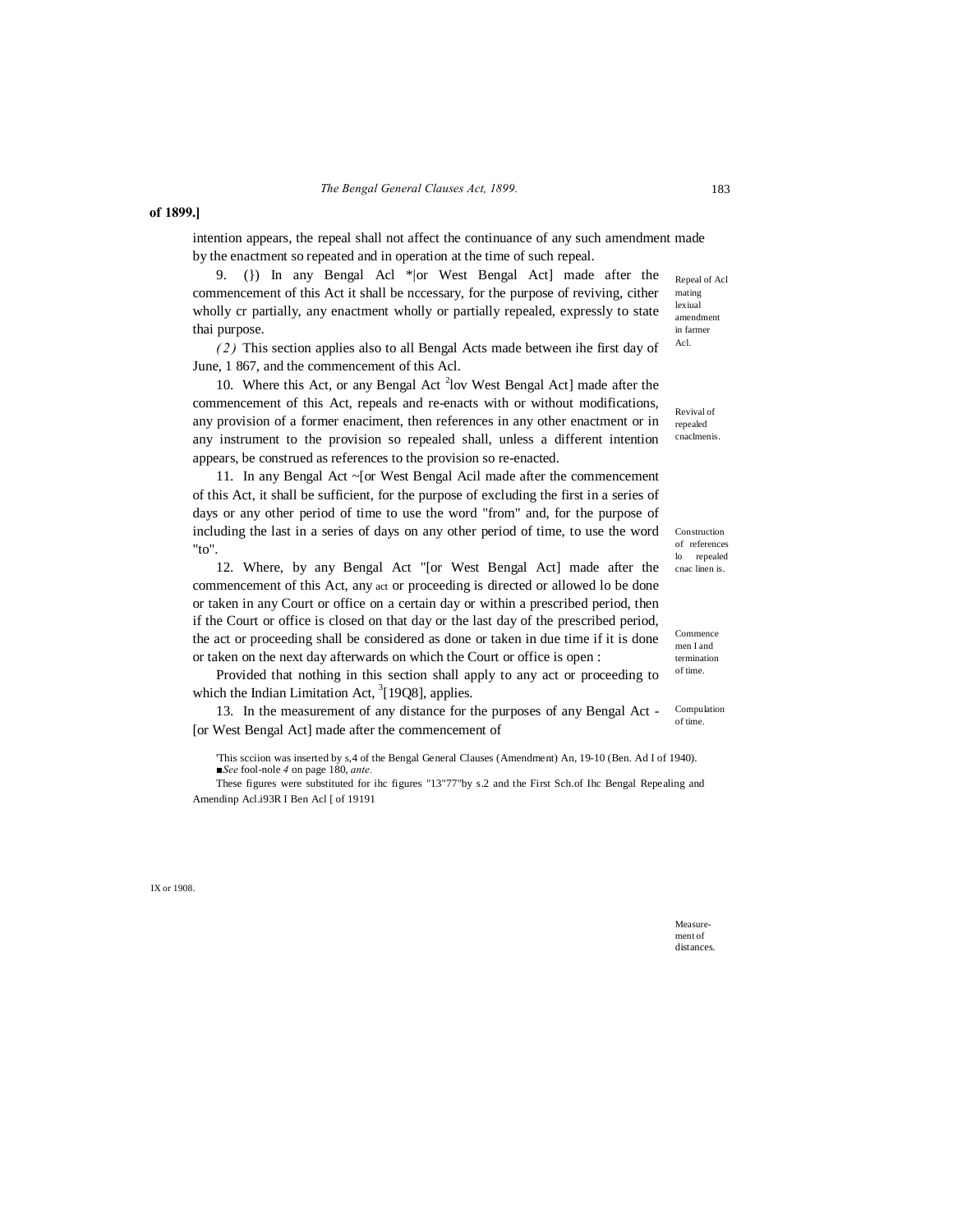**of 1899.]**

intention appears, the repeal shall not affect the continuance of any such amendment made by the enactment so repeated and in operation at the time of such repeal.

Repeal of Acl mating lexiual amendment in farmer Acl.

9. (}) In any Bengal Acl *|or West Bengal Act] made after the commencement of this Act it shall be nccessary, for the purpose of reviving, cither wholly cr partially, any enactment wholly or partially repealed, expressly to state thai purpose.

*(2)* This section applies also to all Bengal Acts made between ihe first day of June, 1 867, and the commencement of this Acl.

Revival of repealed cnaclmenis.

10. Where this Act, or any Bengal Act [2]lov West Bengal Act] made after the commencement of this Act, repeals and re-enacts with or without modifications, any provision of a former enaciment, then references in any other enactment or in any instrument to the provision so repealed shall, unless a different intention appears, be construed as references to the provision so re-enacted.

Construction of references lo repealed cnac linen is.

11. In any Bengal Act ~[or West Bengal Acil made after the commencement of this Act, it shall be sufficient, for the purpose of excluding the first in a series of days or any other period of time to use the word "from" and, for the purpose of including the last in a series of days on any other period of time, to use the word "to".

Commence men I and termination of time.

12. Where, by any Bengal Act "[or West Bengal Act] made after the commencement of this Act, any act or proceeding is directed or allowed lo be done or taken in any Court or office on a certain day or within a prescribed period, then if the Court or office is closed on that day or the last day of the prescribed period, the act or proceeding shall be considered as done or taken in due time if it is done or taken on the next day afterwards on which the Court or office is open :

Compulation of time.

Provided that nothing in this section shall apply to any act or proceeding to which the Indian Limitation Act, [3][19Q8], applies.

IX or 1908.

Measure-ment of distances.

13. In the measurement of any distance for the purposes of any Bengal Act -[or West Bengal Act] made after the commencement of

'This scciion was inserted by s,4 of the Bengal General Clauses (Amendment) An, 19-10 (Ben. Ad I of 1940).

■*See* fool-nole *4* on page 180, *ante.*

These figures were substituted for ihc figures "13"77"by s.2 and the First Sch.of Ihc Bengal Repealing and Amendinp Acl.i93R I Ben Acl [ of 19191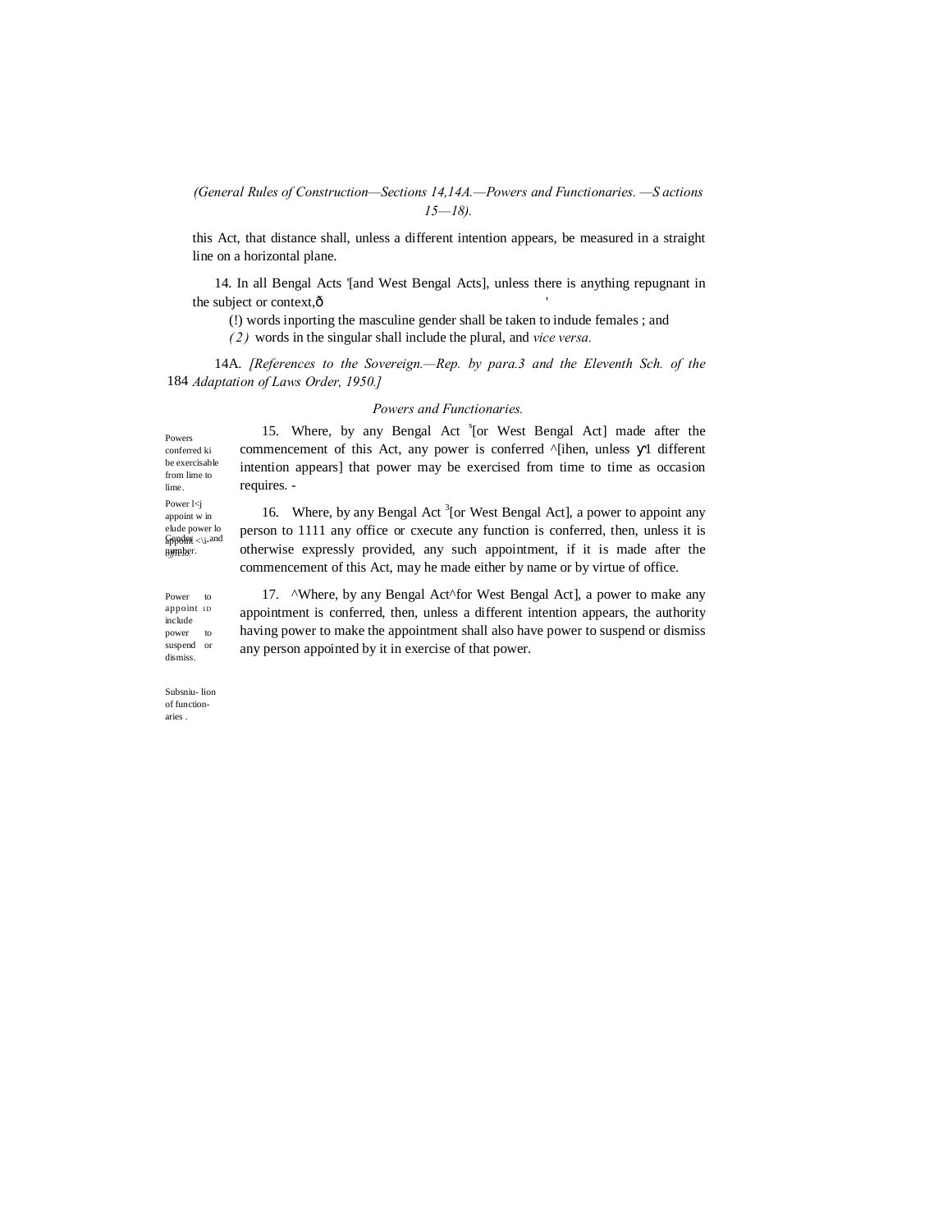this Act, that distance shall, unless a different intention appears, be measured in a straight line on a horizontal plane.

Gender and number.

14. In all Bengal Acts '[and West Bengal Acts], unless there is anything repugnant in the subject or context,—

(!) words inporting the masculine gender shall be taken to indude females ; and

*(2)* words in the singular shall include the plural, and *vice versa.*

14A. *[References to the Sovereign.—Rep. by para.3 and the Eleventh Sch. of the Adaptation of Laws Order, 1950.]*

*Powers and Functionaries.*

Powers conferred ki be exercisable from lime to lime.

15. Where, by any Bengal Act [5][or West Bengal Act] made after the commencement of this Act, any power is conferred ^[ihen, unless a different intention appears] that power may be exercised from time to time as occasion requires. -

Power l<j appoint w include power lo appoint <\i- offiLio.

16. Where, by any Bengal Act [3][or West Bengal Act], a power to appoint any person to 1111 any office or cxecute any function is conferred, then, unless it is otherwise expressly provided, any such appointment, if it is made after the commencement of this Act, may he made either by name or by virtue of office.

Power to appoint ID include power to suspend or dismiss.

17. ^Where, by any Bengal Act^for West Bengal Act], a power to make any appointment is conferred, then, unless a different intention appears, the authority having power to make the appointment shall also have power to suspend or dismiss any person appointed by it in exercise of that power.

Subsniu- lion of function- aries .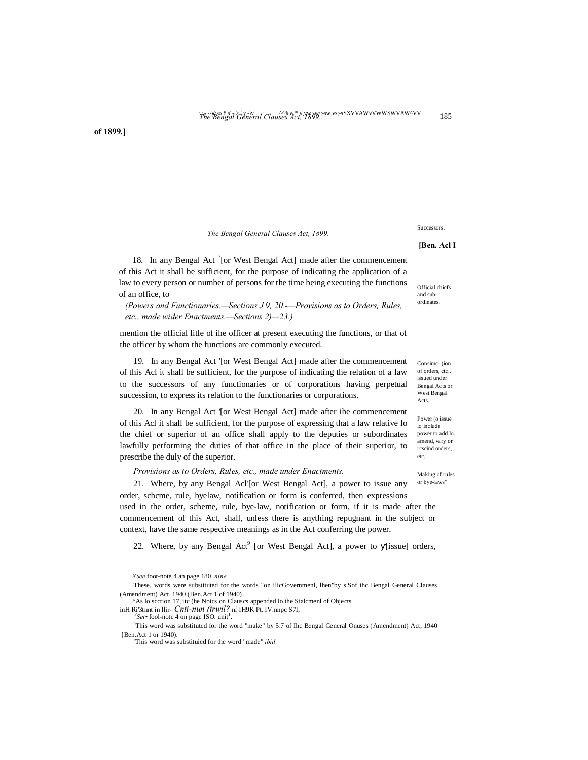**of 1899.]**

**[Ben. Acl I**

Successors.

18. In any Bengal Act [7][or West Bengal Act] made after the commencement of this Act it shall be sufficient, for the purpose of indicating the application of a law to every person or number of persons for the time being executing the functions of an office, to mention the official litle of ihe officer at present executing the functions, or that of the officer by whom the functions are commonly executed.

*(Powers and Functionaries.—Sections J 9, 20.—Provisions as to Orders, Rules, etc., made wider Enactments.—Sections 2)—23.)*

Official chicfs and sub-ordinates.

19. In any Bengal Act '[or West Bengal Act] made after the commencement of this Acl it shall be sufficient, for the purpose of indicating the relation of a law to the successors of any functionaries or of corporations having perpetual succession, to express its relation to the functionaries or corporations.

Consimc- (ion of orders, ctc.. issued under Bengal Acts or West Bengal Acts.

20. In any Bengal Act '[or West Bengal Act] made after ihe commencement of this Acl it shall be sufficient, for the purpose of expressing that a law relative lo the chief or superior of an office shall apply to the deputies or subordinates lawfully performing the duties of that office in the place of their superior, to prescribe the duly of the superior.

Power (o issue lo include power to add lo. amend, vary or rcscind orders, etc.

*Provisions as to Orders, Rules, etc., made under Enactments.*

Making of rules or bye-laws"

21. Where, by any Bengal Acl'[or West Bengal Act], a power to issue any order, schcme, rule, byelaw, notification or form is conferred, then expressions used in the order, scheme, rule, bye-law, notification or form, if it is made after the commencement of this Act, shall, unless there is anything repugnant in the subject or context, have the same respective meanings as in the Act conferring the power.

22. Where, by any Bengal Act[9] [or West Bengal Act], a power to У[issue] orders,

---

*8See* foot-note 4 an page 180. *nine.*

'These, words were substituted for the words "on ilicGovernmenl, lhen"by s.Sof ihc Bengal General Clauses (Amendment) Act, 1940 (Ben.Act 1 of 1940).

^As lo scction 17, itc (he Noics on Clauscs appended lo the Stalcmenl of Objects inH Ri'3tnnt in llir- *Cnti-nun (trwil?* nf IH9K Pt. IV.nnpc S7I,

[9]*Set*• fool-note 4 on page ISO. unit[1].

This word was substituted for the word "make" by 5.7 of Ihc Bengal General Onuses (Amendment) Act, 1940 {Ben.Act 1 or 1940).

'This word was substituicd for the word "made" *ibid.*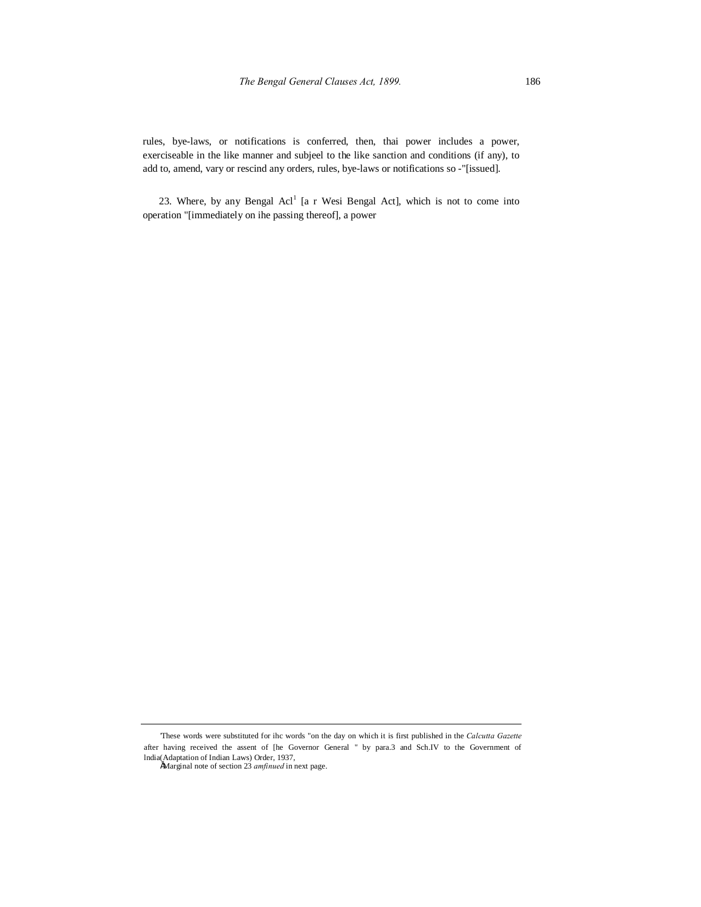rules, bye-laws, or notifications is conferred, then, thai power includes a power, exerciseable in the like manner and subjeel to the like sanction and conditions (if any), to add to, amend, vary or rescind any orders, rules, bye-laws or notifications so -"[issued].

23. Where, by any Bengal Acl[1] [a r Wesi Bengal Act], which is not to come into operation "[immediately on ihe passing thereof], a power

---

'These words were substituted for ihc words "on the day on which it is first published in the *Calcutta Gazette* after having received the assent of [he Governor General " by para.3 and Sch.IV to the Government of lndia(Adaptation of Indian Laws) Order, 1937,

ÂMarginal note of section 23 *amfinued* in next page.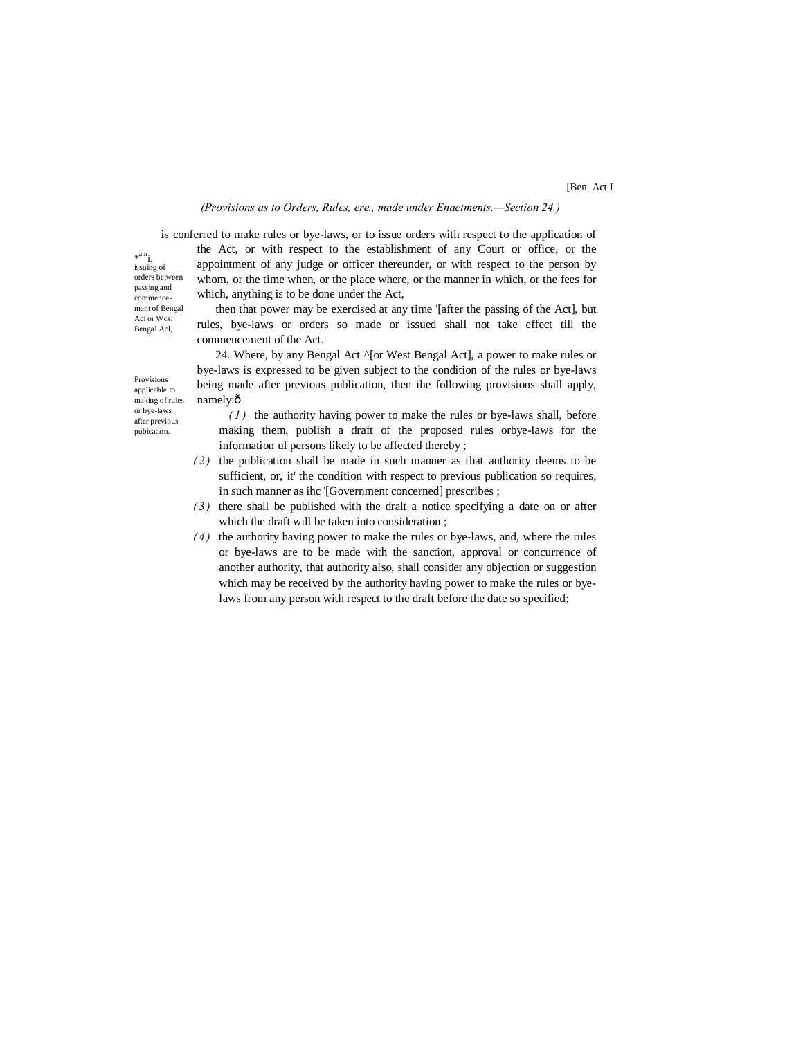*(Provisions as to Orders, Rules, ere., made under Enactments.—Section 24.)*

is conferred to make rules or bye-laws, or to issue orders with respect to the application of the Act, or with respect to the establishment of any Court or office, or the appointment of any judge or officer thereunder, or with respect to the person by whom, or the time when, or the place where, or the manner in which, or the fees for which, anything is to be done under the Act,

*[ann]1. issuing of orders between passing and commencement of Bengal Acl or Wcsi Bengal Acl,

then that power may be exercised at any time '[after the passing of the Act], but rules, bye-laws or orders so made or issued shall not take effect till the commencement of the Act.

Provisions applicable to making of rules or bye-laws after previous pubication.

24. Where, by any Bengal Act ^[or West Bengal Act], a power to make rules or bye-laws is expressed to be given subject to the condition of the rules or bye-laws being made after previous publication, then ihe following provisions shall apply, namely:ð

*(1)* the authority having power to make the rules or bye-laws shall, before making them, publish a draft of the proposed rules orbye-laws for the information uf persons likely to be affected thereby ;

*(2)* the publication shall be made in such manner as that authority deems to be sufficient, or, it' the condition with respect to previous publication so requires, in such manner as ihc '[Government concerned] prescribes ;

*(3)* there shall be published with the dralt a notice specifying a date on or after which the draft will be taken into consideration ;

*(4)* the authority having power to make the rules or bye-laws, and, where the rules or bye-laws are to be made with the sanction, approval or concurrence of another authority, that authority also, shall consider any objection or suggestion which may be received by the authority having power to make the rules or bye-laws from any person with respect to the draft before the date so specified;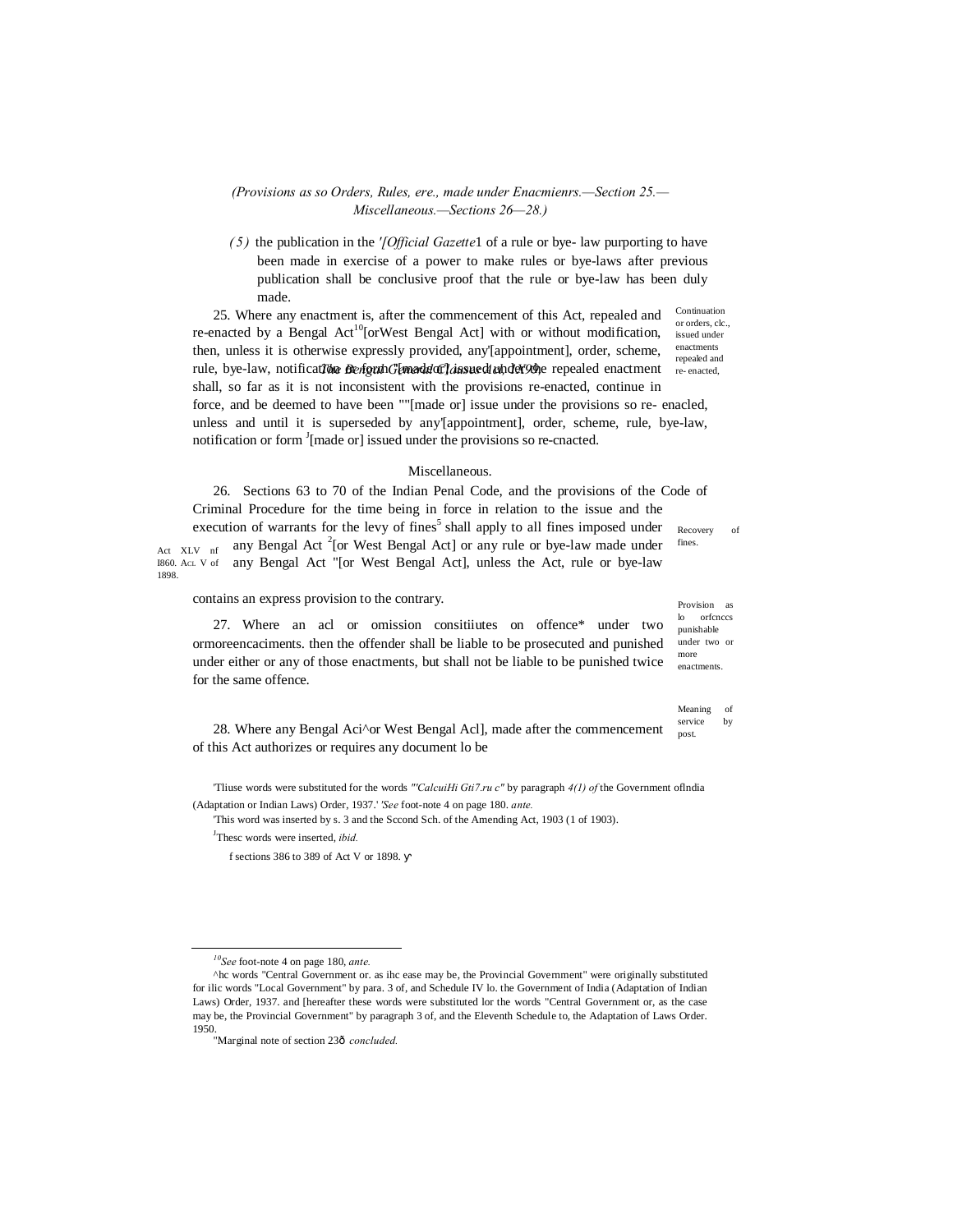*(Provisions as so Orders, Rules, ere., made under Enacmienrs.—Section 25.— Miscellaneous.—Sections 26—28.)*

*(5)* the publication in the '*[Official Gazette*1 of a rule or bye- law purporting to have been made in exercise of a power to make rules or bye-laws after previous publication shall be conclusive proof that the rule or bye-law has been duly made.

Continuation or orders, clc., issued under enactments repealed and re- enacted,

25. Where any enactment is, after the commencement of this Act, repealed and re-enacted by a Bengal Act[10][orWest Bengal Act] with or without modification, then, unless it is otherwise expressly provided, any'[appointment], order, scheme, rule, bye-law, notification or form "[made or] issued under the repealed enactment shall, so far as it is not inconsistent with the provisions re-enacted, continue in force, and be deemed to have been ""[made or] issue under the provisions so re- enacled, unless and until it is superseded by any'[appointment], order, scheme, rule, bye-law, notification or form J[made or] issued under the provisions so re-cnacted.

Miscellaneous.

Recovery of fines.

Act XLV nf I860. Act. V of 1898.

26. Sections 63 to 70 of the Indian Penal Code, and the provisions of the Code of Criminal Procedure for the time being in force in relation to the issue and the execution of warrants for the levy of fines[5] shall apply to all fines imposed under any Bengal Act [2][or West Bengal Act] or any rule or bye-law made under any Bengal Act "[or West Bengal Act], unless the Act, rule or bye-law contains an express provision to the contrary.

Provision as lo orfcnccs punishable under two or more enactments.

27. Where an acl or omission consitiiutes on offence* under two ormoreencaciments. then the offender shall be liable to be prosecuted and punished under either or any of those enactments, but shall not be liable to be punished twice for the same offence.

Meaning of service by post.

28. Where any Bengal Aci^or West Bengal Acl], made after the commencement of this Act authorizes or requires any document lo be

'Tliuse words were substituted for the words *"'CalcuiHi Gti7.ru c"* by paragraph *4(1) of* the Government oflndia (Adaptation or Indian Laws) Order, 1937.' *'See* foot-note 4 on page 180. *ante.*

'This word was inserted by s. 3 and the Sccond Sch. of the Amending Act, 1903 (1 of 1903).

JThesc words were inserted, *ibid.*

f sections 386 to 389 of Act V or 1898.

---

[10]*See* foot-note 4 on page 180, *ante.*

^hc words "Central Government or. as ihc ease may be, the Provincial Government" were originally substituted for ilic words "Local Government" by para. 3 of, and Schedule IV lo. the Government of India (Adaptation of Indian Laws) Order, 1937. and [hereafter these words were substituted lor the words "Central Government or, as the case may be, the Provincial Government" by paragraph 3 of, and the Eleventh Schedule to, the Adaptation of Laws Order. 1950.

"Marginal note of section 23— *concluded.*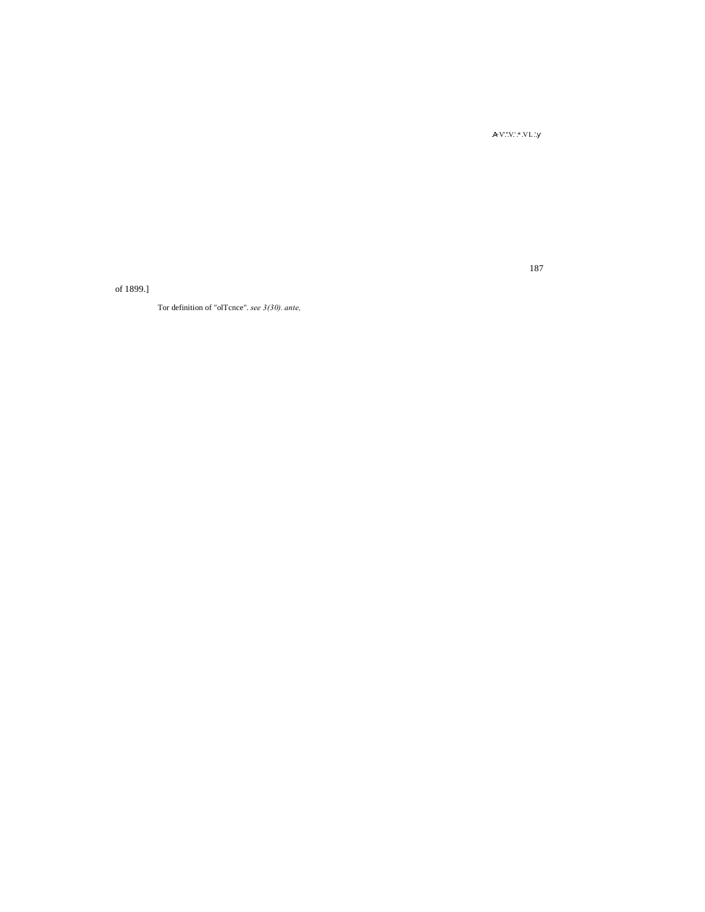of 1899.]

Tor definition of "olTcnce". *see 3(30). ante,*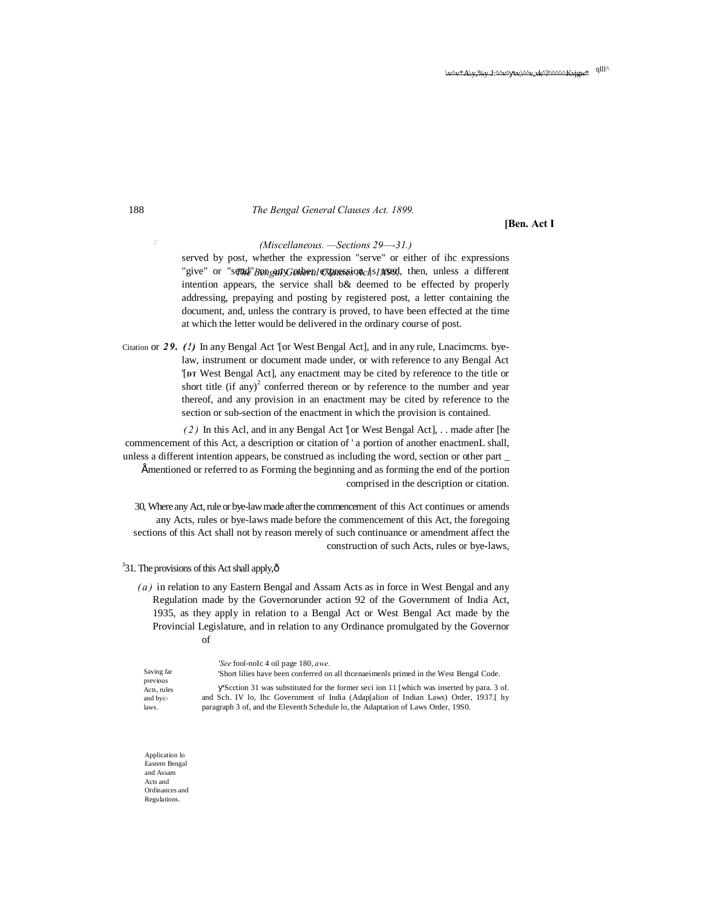[Ben. Act I

*(Miscellaneous. —Sections 29—-31.)*

served by post, whether the expression "serve" or either of ihc expressions "give" or "send" or any other expression is used, then, unless a different intention appears, the service shall b& deemed to be effected by properly addressing, prepaying and posting by registered post, a letter containing the document, and, unless the contrary is proved, to have been effected at the time at which the letter would be delivered in the ordinary course of post.

Citation or **29.** ***(!)*** In any Bengal Act '[or West Bengal Act], and in any rule, Lnacimcms. bye-law, instrument or document made under, or with reference to any Bengal Act '[DT West Bengal Act], any enactment may be cited by reference to the title or short title (if any)[2] conferred thereon or by reference to the number and year thereof, and any provision in an enactment may be cited by reference to the section or sub-section of the enactment in which the provision is contained.

*(2)* In this Acl, and in any Bengal Act '[or West Bengal Act], . . made after [he commencement of this Act, a description or citation of ' a portion of another enactmenL shall, unless a different intention appears, be construed as including the word, section or other part _ Åmentioned or referred to as Forming the beginning and as forming the end of the portion comprised in the description or citation.

Saving far previous Acts, rules and byc-laws.

30, Where any Act, rule or bye-law made after the commencement of this Act continues or amends any Acts, rules or bye-laws made before the commencement of this Act, the foregoing sections of this Act shall not by reason merely of such continuance or amendment affect the construction of such Acts, rules or bye-laws,

Application lo Eastern Bengal and Assam Acts and Ordinances and Regulations.

[J]31. The provisions of this Act shall apply,ð

*(a)* in relation to any Eastern Bengal and Assam Acts as in force in West Bengal and any Regulation made by the Governorunder action 92 of the Government of India Act, 1935, as they apply in relation to a Bengal Act or West Bengal Act made by the Provincial Legislature, and in relation to any Ordinance promulgated by the Governor of

*'See* fool-noIc 4 oil page 180, *awe.*

'Short lilies have been conferred on all thcenaeimenls primed in the West Bengal Code.

ү'Scction 31 was substituted for the former seci ion 11 [which was inserted by para. 3 of. and Sch. IV lo, Ihc Government of India (Adap[alion of Indian Laws) Order, 1937.[ hy paragraph 3 of, and the Eleventh Schedule lo, the Adaptation of Laws Order, 19S0.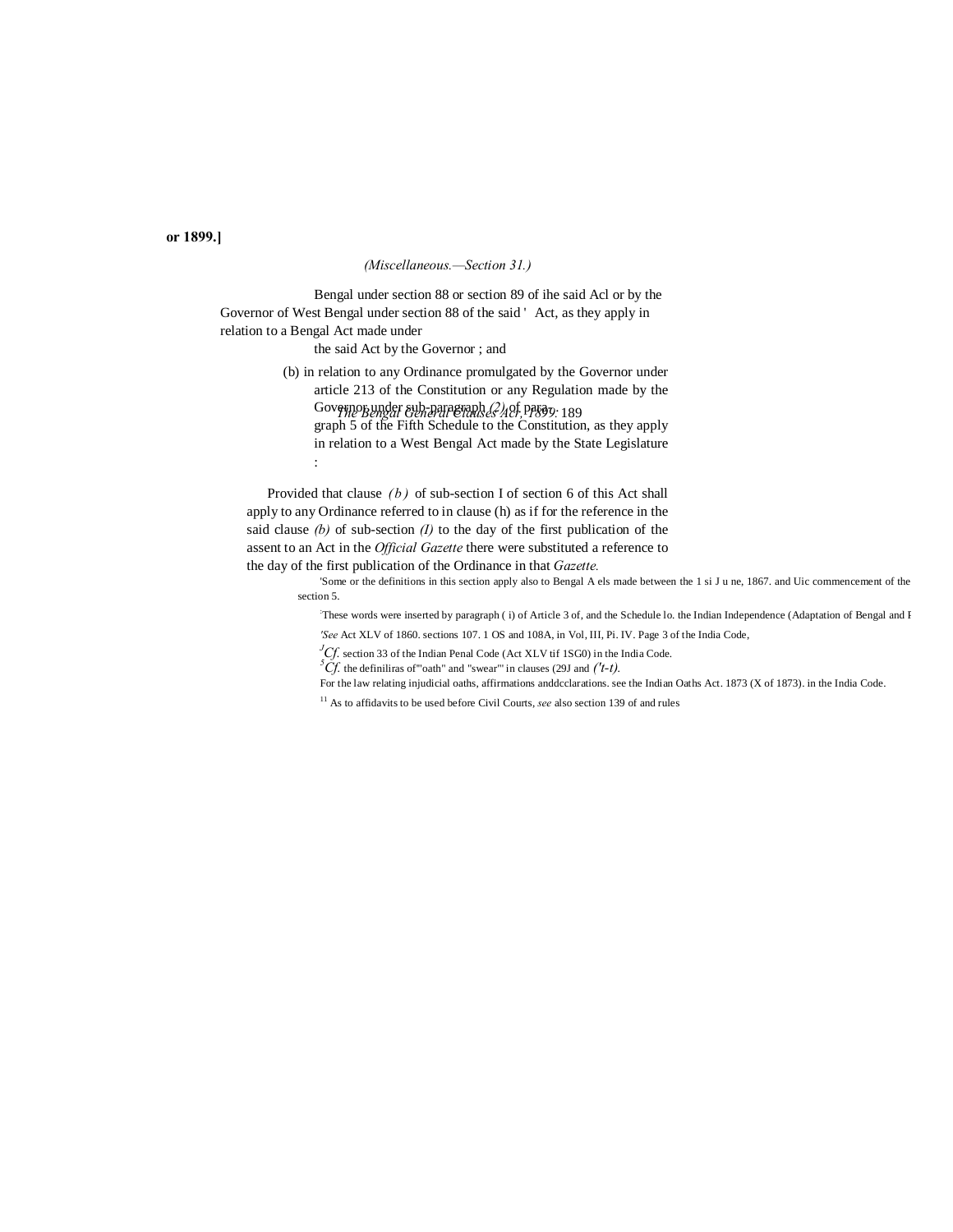(*Miscellaneous.—Section 31.*)

Bengal under section 88 or section 89 of ihe said Acl or by the Governor of West Bengal under section 88 of the said ' Act, as they apply in relation to a Bengal Act made under the said Act by the Governor ; and

(b) in relation to any Ordinance promulgated by the Governor under article 213 of the Constitution or any Regulation made by the Governor under sub-paragraph *(2)* of paragraph 5 of the Fifth Schedule to the Constitution, as they apply in relation to a West Bengal Act made by the State Legislature :

Provided that clause *(b)* of sub-section I of section 6 of this Act shall apply to any Ordinance referred to in clause (h) as if for the reference in the said clause *(b)* of sub-section *(I)* to the day of the first publication of the assent to an Act in the *Official Gazette* there were substituted a reference to the day of the first publication of the Ordinance in that *Gazette.*

'Some or the definitions in this section apply also to Bengal A els made between the 1 si J u ne, 1867. and Uic commencement of the section 5.

:These words were inserted by paragraph ( i) of Article 3 of, and the Schedule lo. the Indian Independence (Adaptation of Bengal and I

*'See* Act XLV of 1860. sections 107. 1 OS and 108A, in Vol, III, Pi. IV. Page 3 of the India Code,

[J]*Cf.* section 33 of the Indian Penal Code (Act XLV tif 1SG0) in the India Code.

[5]*Cf.* the definiliras of"'oath" and "swear"' in clauses (29J and *('t-t).*

For the law relating injudicial oaths, affirmations anddcclarations. see the Indian Oaths Act. 1873 (X of 1873). in the India Code.

[11] As to affidavits to be used before Civil Courts, *see* also section 139 of and rules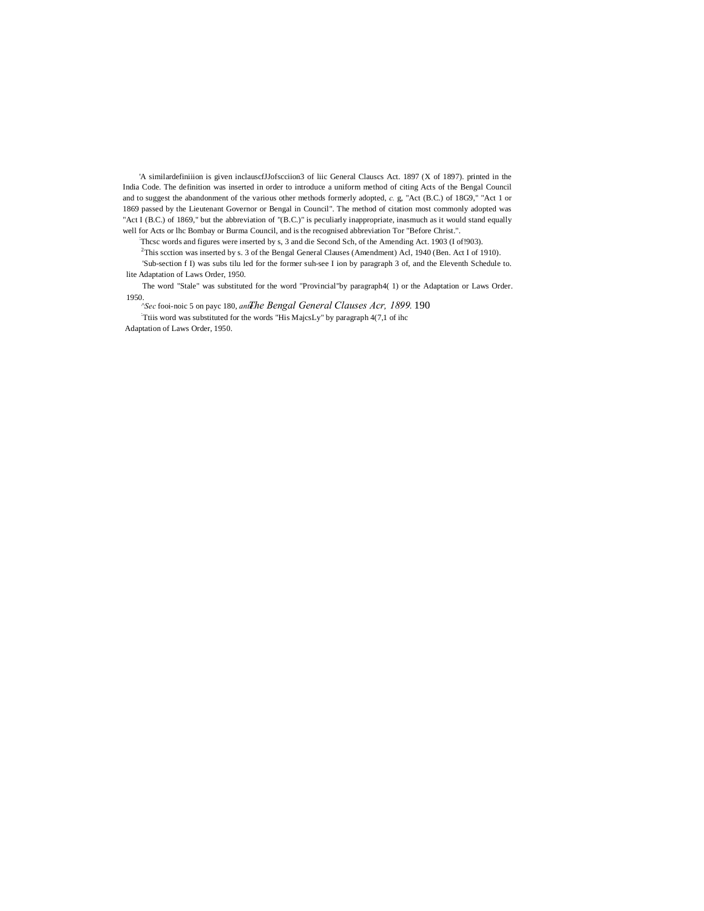'A similardefiniiion is given inclauscfJJofscciion3 of liic General Clauscs Act. 1897 (X of 1897). printed in the India Code. The definition was inserted in order to introduce a uniform method of citing Acts of the Bengal Council and to suggest the abandonment of the various other methods formerly adopted, *c.* g, "Act (B.C.) of 18G9," "Act 1 or 1869 passed by the Lieutenant Governor or Bengal in Council". The method of citation most commonly adopted was "Act I (B.C.) of 1869," but the abbreviation of "(B.C.)" is peculiarly inappropriate, inasmuch as it would stand equally well for Acts or lhc Bombay or Burma Council, and is the recognised abbreviation Tor "Before Christ.".

'Thcsc words and figures were inserted by s, 3 and die Second Sch, of the Amending Act. 1903 (I of!903).

[2]This scction was inserted by s. 3 of the Bengal General Clauses (Amendment) Acl, 1940 (Ben. Act I of 1910).

'Sub-section f I) was subs tilu led for the former suh-see I ion by paragraph 3 of, and the Eleventh Schedule to. lite Adaptation of Laws Order, 1950.

The word "Stale" was substituted for the word "Provincial"by paragraph4( 1) or the Adaptation or Laws Order. 1950.

^*Sec* fooi-noic 5 on payc 180, *ante.*

'Ttiis word was substituted for the words "His MajcsLy" by paragraph 4(7,1 of ihc Adaptation of Laws Order, 1950.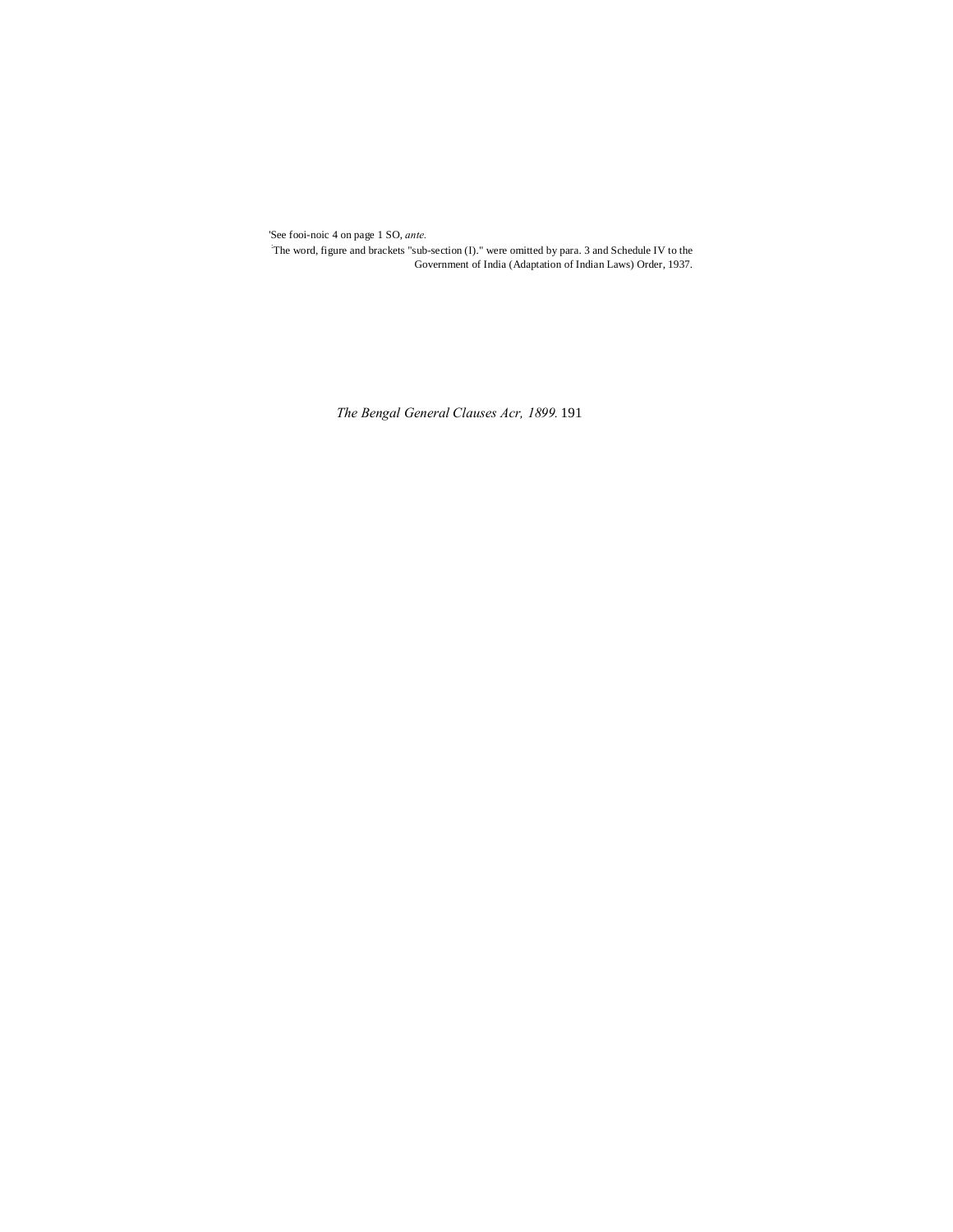[1]See fooi-noic 4 on page 1 SO, *ante.*

[2]The word, figure and brackets "sub-section (I)." were omitted by para. 3 and Schedule IV to the Government of India (Adaptation of Indian Laws) Order, 1937.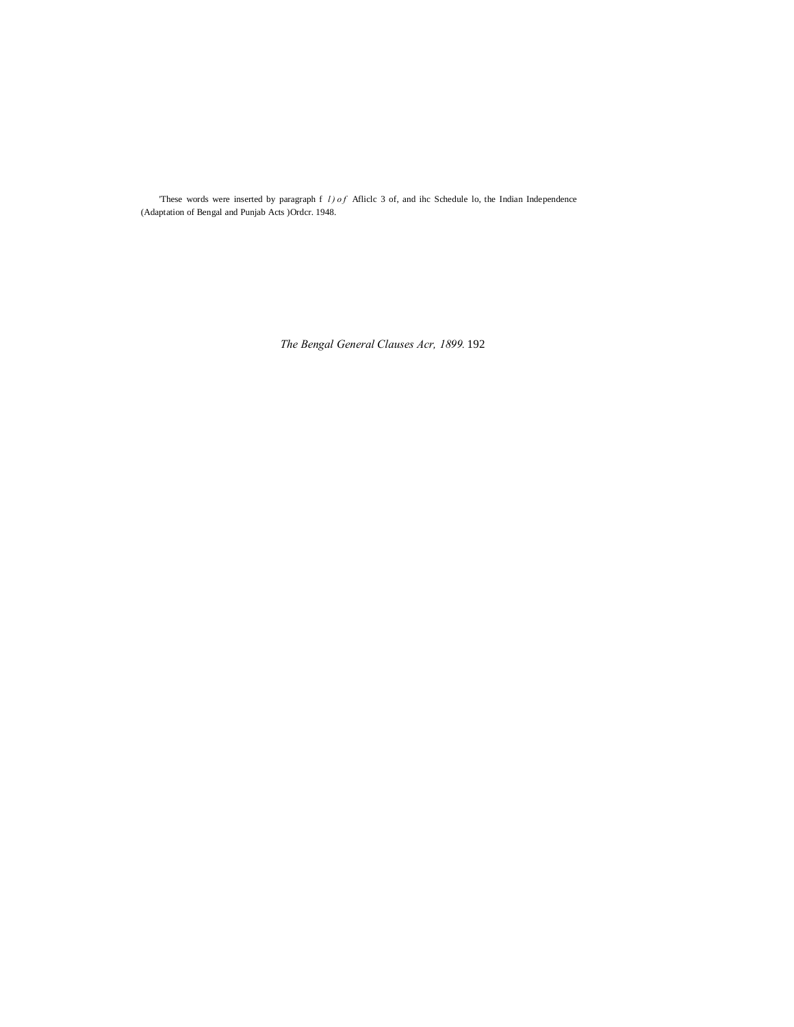'These words were inserted by paragraph f *l) of* Afliclc 3 of, and ihc Schedule lo, the Indian Independence (Adaptation of Bengal and Punjab Acts )Ordcr. 1948.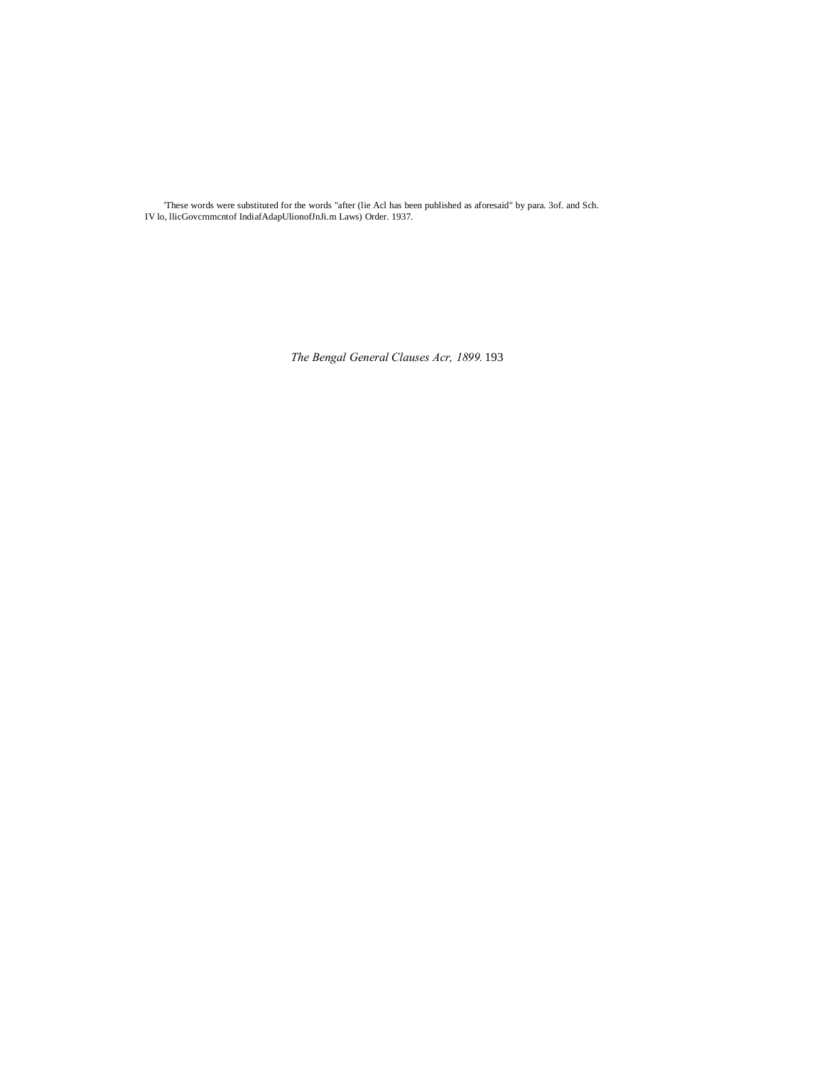'These words were substituted for the words "after (lie Acl has been published as aforesaid" by para. 3of. and Sch. IV lo, llicGovcrnmcntof IndiafAdapUlionofJnJi.m Laws) Order. 1937.